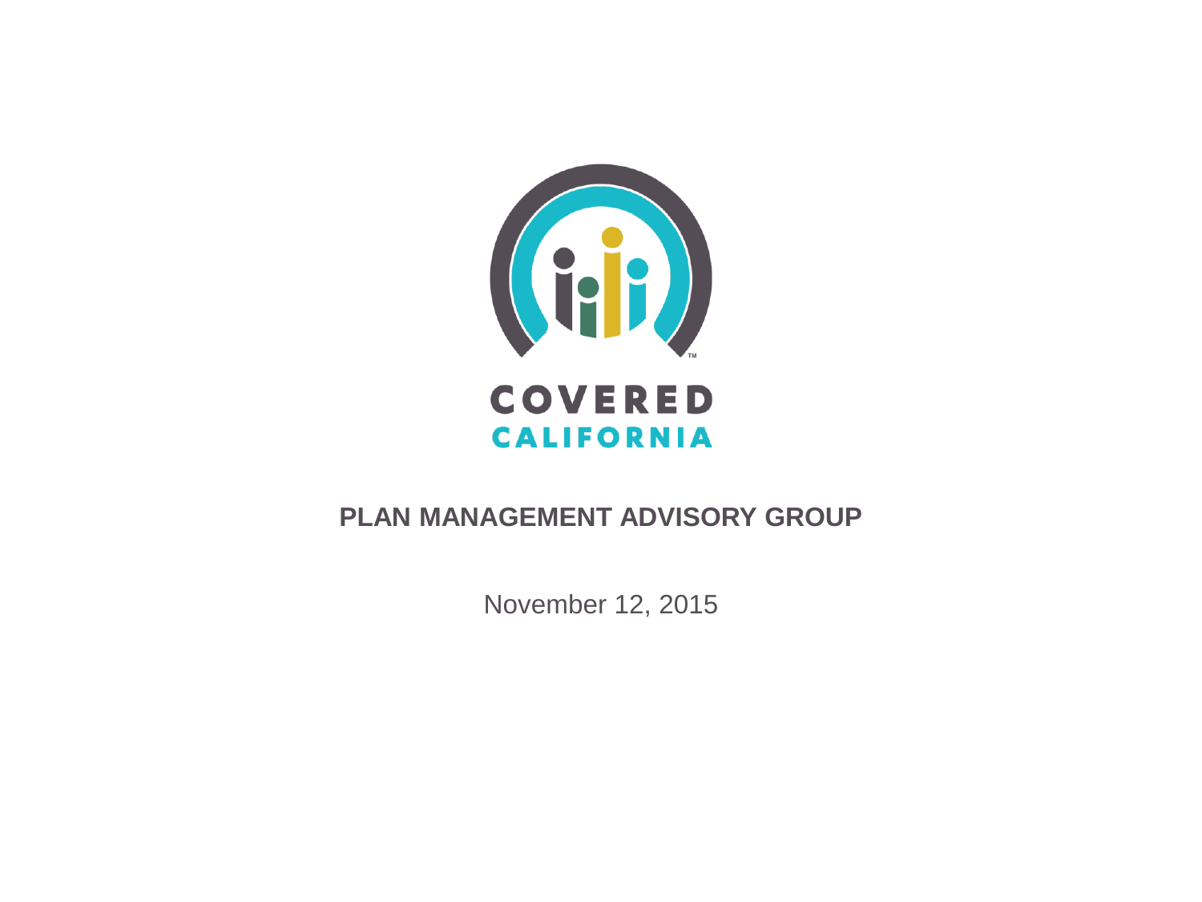COVERED CALIFORNIA

# PLAN MANAGEMENT ADVISORY GROUP

November 12, 2015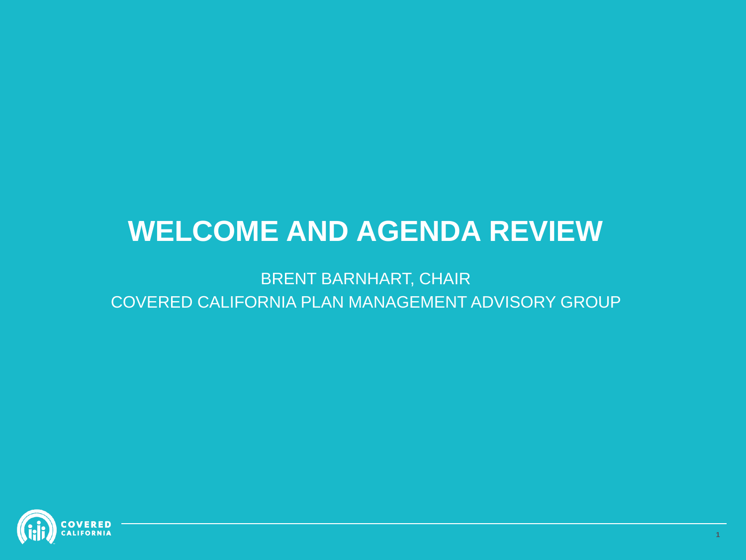# WELCOME AND AGENDA REVIEW

BRENT BARNHART, CHAIR

COVERED CALIFORNIA PLAN MANAGEMENT ADVISORY GROUP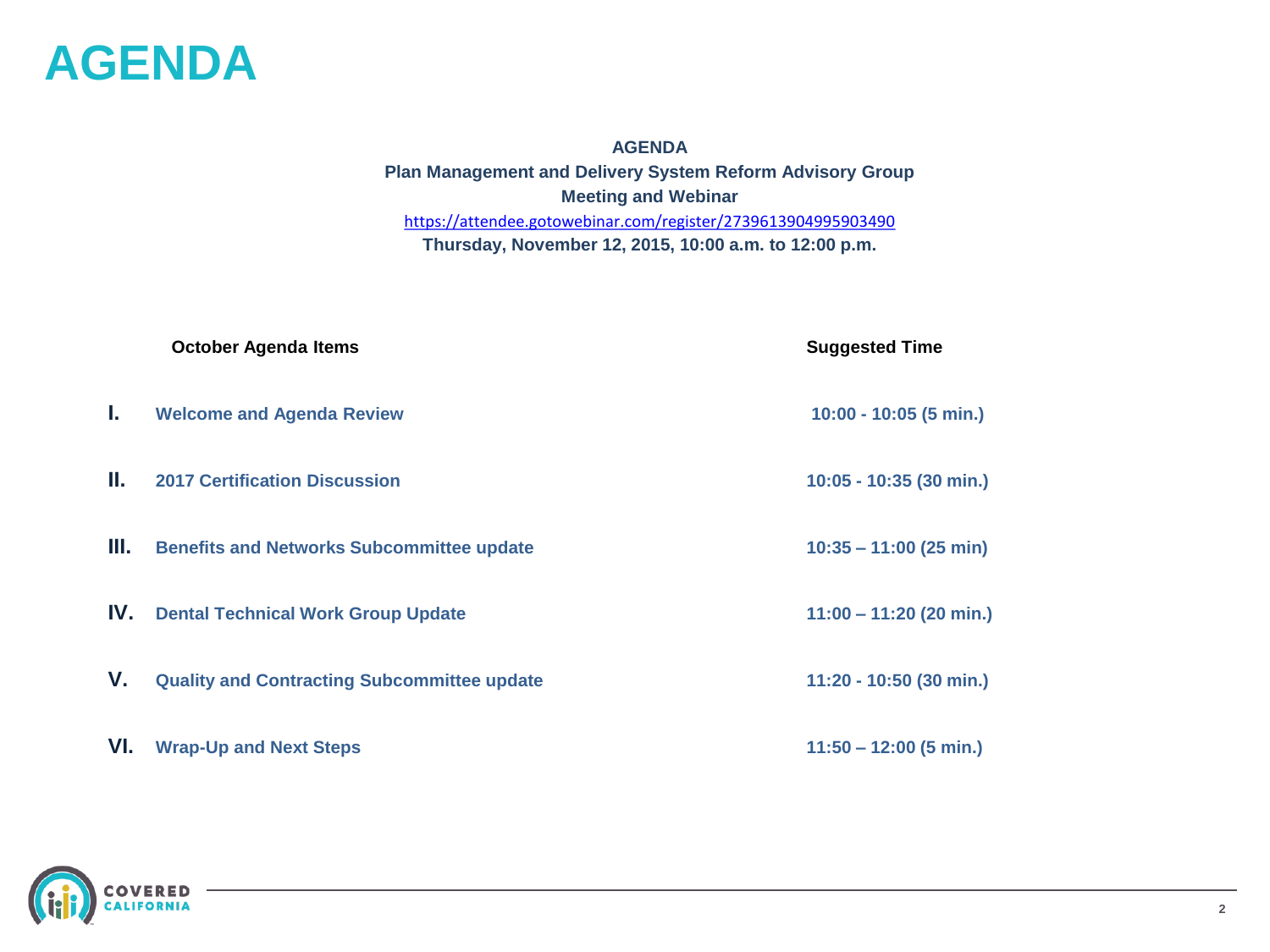# AGENDA

**AGENDA**
**Plan Management and Delivery System Reform Advisory Group**
**Meeting and Webinar**
https://attendee.gotowebinar.com/register/2739613904995903490
**Thursday, November 12, 2015, 10:00 a.m. to 12:00 p.m.**

| | October Agenda Items | Suggested Time |
|---|---|---|
| I. | Welcome and Agenda Review | 10:00 - 10:05 (5 min.) |
| II. | 2017 Certification Discussion | 10:05 - 10:35 (30 min.) |
| III. | Benefits and Networks Subcommittee update | 10:35 – 11:00 (25 min) |
| IV. | Dental Technical Work Group Update | 11:00 – 11:20 (20 min.) |
| V. | Quality and Contracting Subcommittee update | 11:20 - 10:50 (30 min.) |
| VI. | Wrap-Up and Next Steps | 11:50 – 12:00 (5 min.) |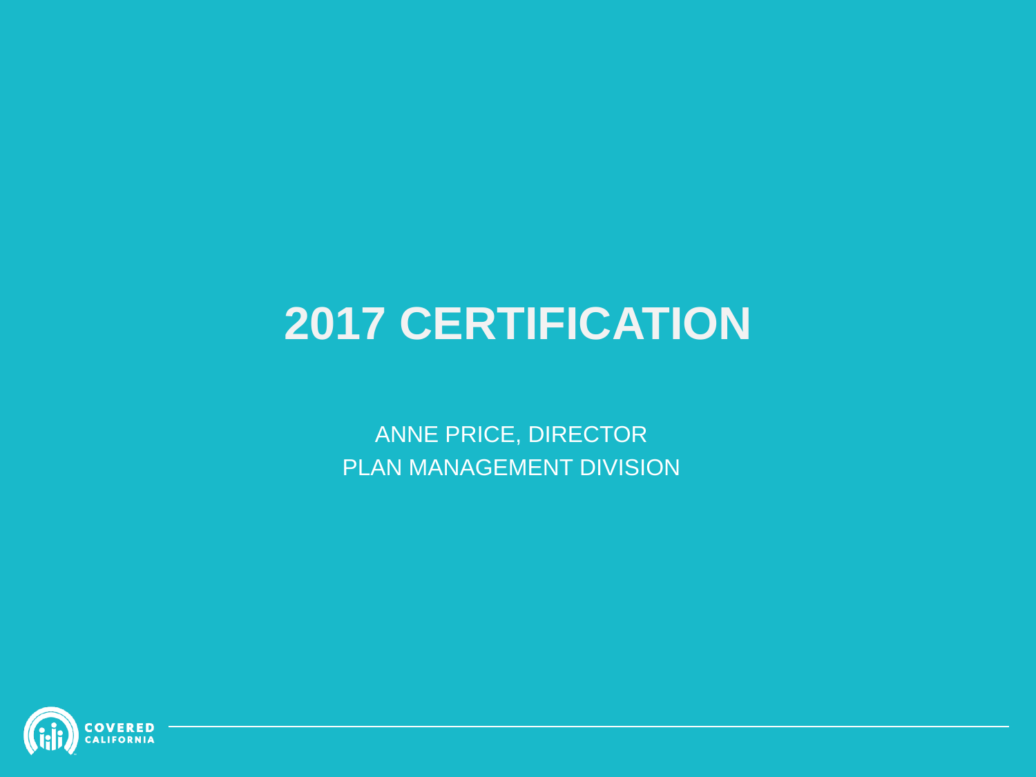# 2017 CERTIFICATION

ANNE PRICE, DIRECTOR
PLAN MANAGEMENT DIVISION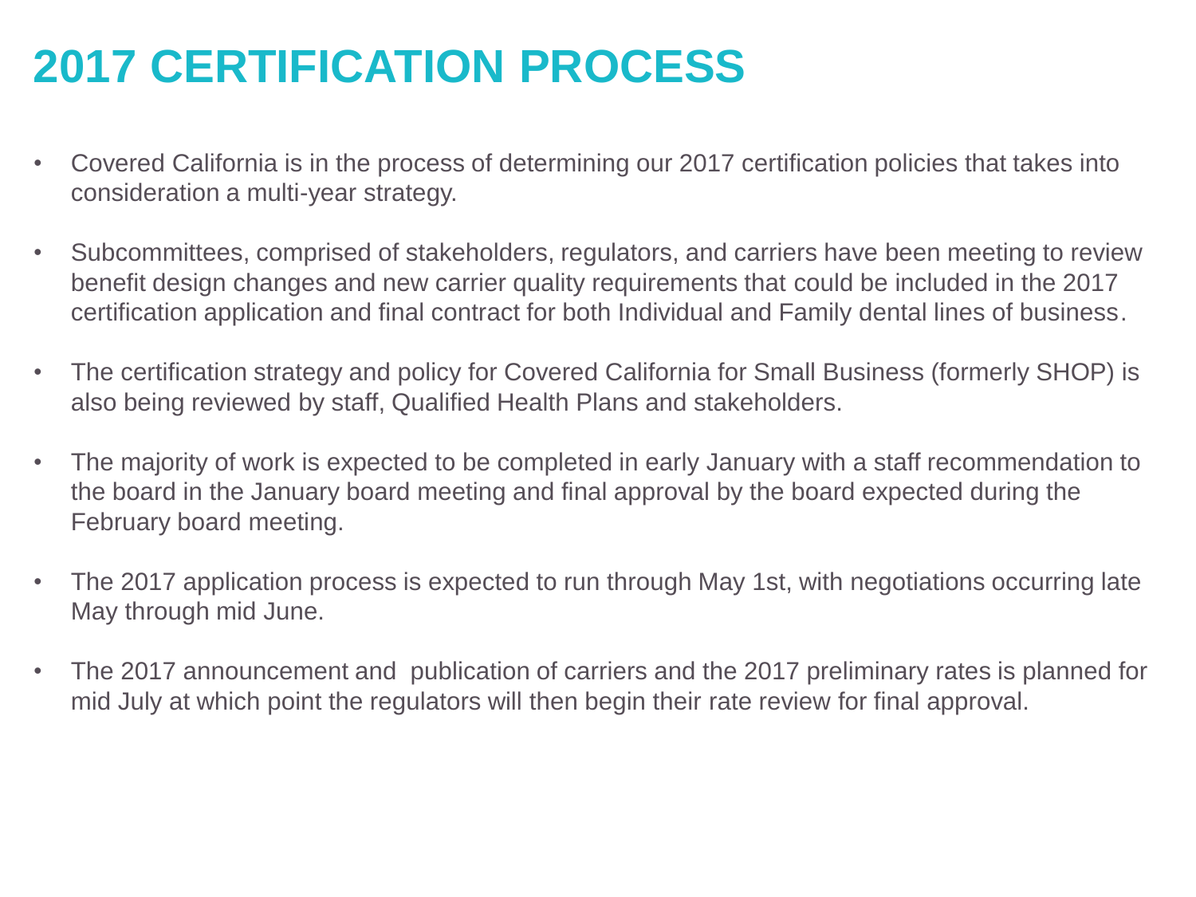# 2017 CERTIFICATION PROCESS

- Covered California is in the process of determining our 2017 certification policies that takes into consideration a multi-year strategy.
- Subcommittees, comprised of stakeholders, regulators, and carriers have been meeting to review benefit design changes and new carrier quality requirements that could be included in the 2017 certification application and final contract for both Individual and Family dental lines of business.
- The certification strategy and policy for Covered California for Small Business (formerly SHOP) is also being reviewed by staff, Qualified Health Plans and stakeholders.
- The majority of work is expected to be completed in early January with a staff recommendation to the board in the January board meeting and final approval by the board expected during the February board meeting.
- The 2017 application process is expected to run through May 1st, with negotiations occurring late May through mid June.
- The 2017 announcement and publication of carriers and the 2017 preliminary rates is planned for mid July at which point the regulators will then begin their rate review for final approval.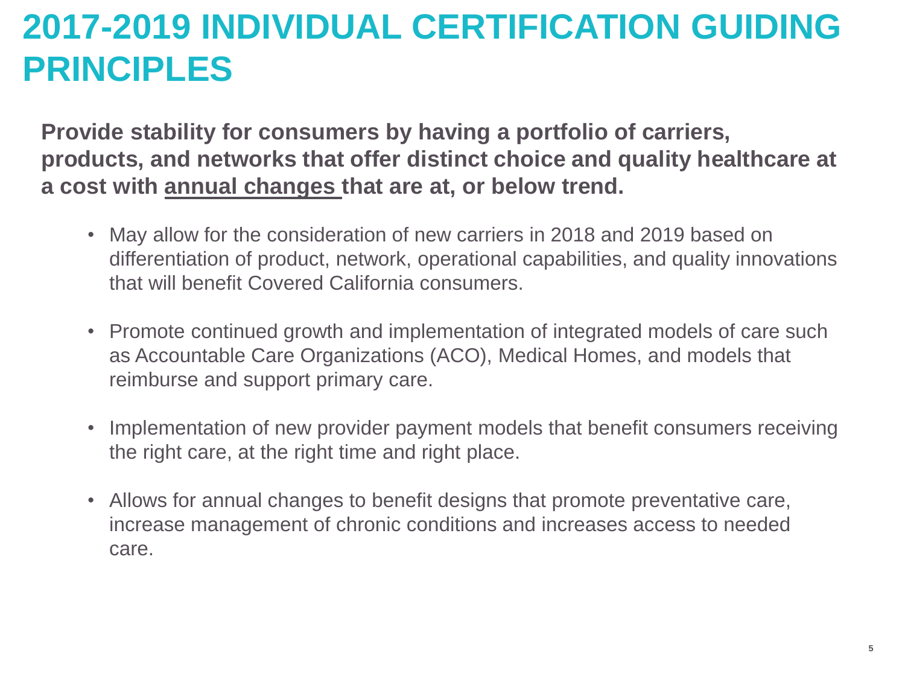# 2017-2019 INDIVIDUAL CERTIFICATION GUIDING PRINCIPLES

**Provide stability for consumers by having a portfolio of carriers, products, and networks that offer distinct choice and quality healthcare at a cost with <u>annual changes</u> that are at, or below trend.**

- May allow for the consideration of new carriers in 2018 and 2019 based on differentiation of product, network, operational capabilities, and quality innovations that will benefit Covered California consumers.
- Promote continued growth and implementation of integrated models of care such as Accountable Care Organizations (ACO), Medical Homes, and models that reimburse and support primary care.
- Implementation of new provider payment models that benefit consumers receiving the right care, at the right time and right place.
- Allows for annual changes to benefit designs that promote preventative care, increase management of chronic conditions and increases access to needed care.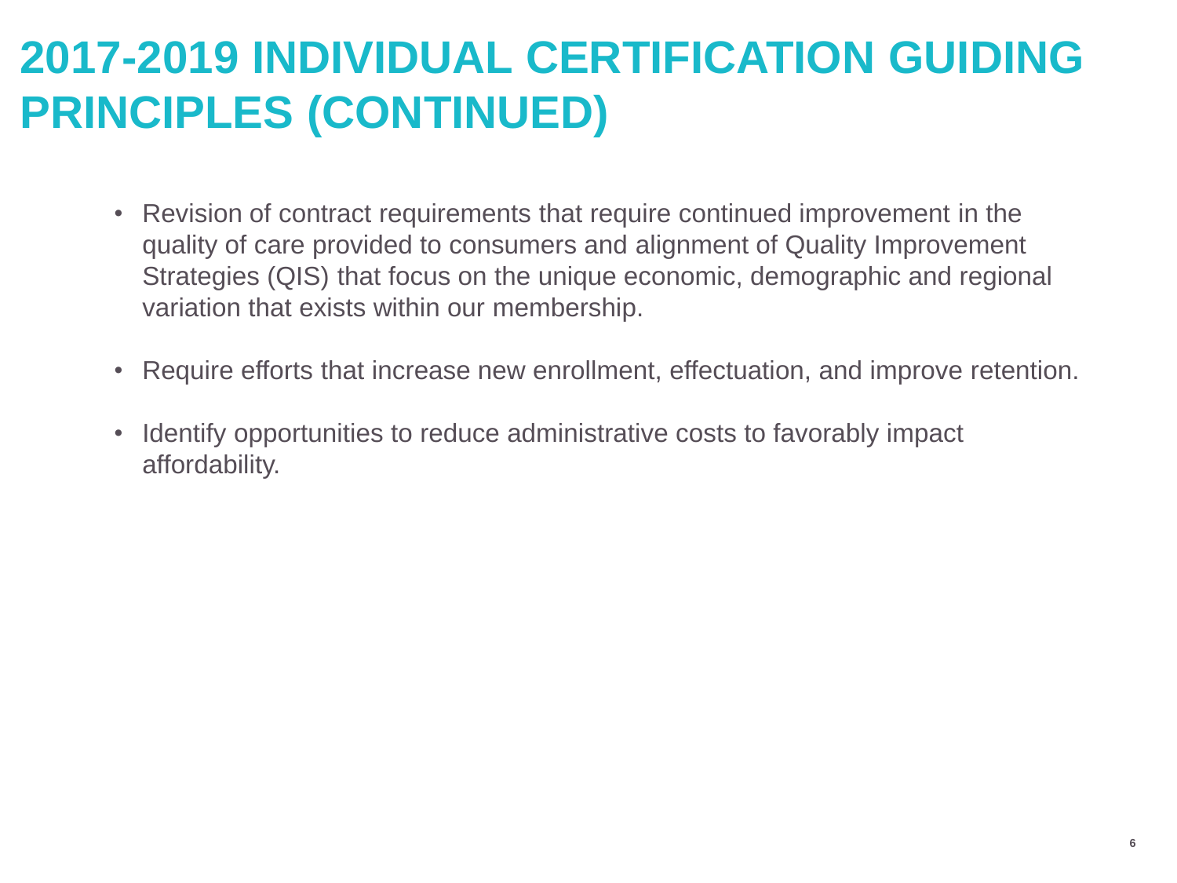# 2017-2019 INDIVIDUAL CERTIFICATION GUIDING PRINCIPLES (CONTINUED)

- Revision of contract requirements that require continued improvement in the quality of care provided to consumers and alignment of Quality Improvement Strategies (QIS) that focus on the unique economic, demographic and regional variation that exists within our membership.
- Require efforts that increase new enrollment, effectuation, and improve retention.
- Identify opportunities to reduce administrative costs to favorably impact affordability.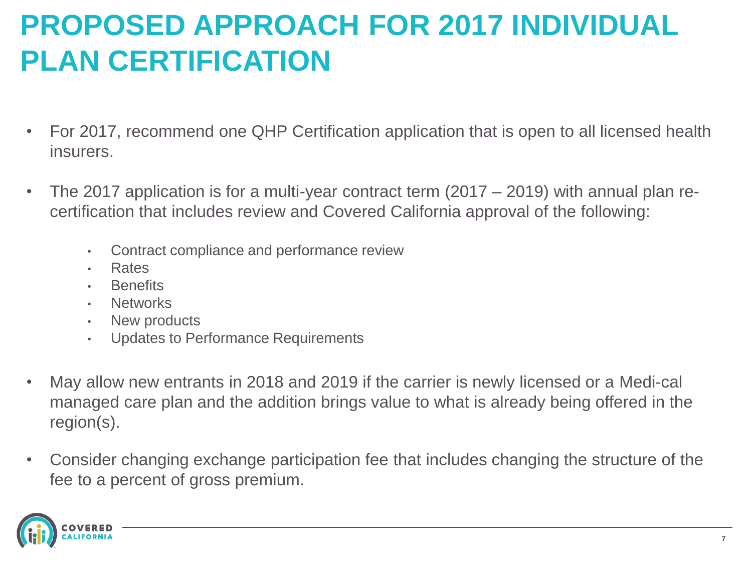# PROPOSED APPROACH FOR 2017 INDIVIDUAL PLAN CERTIFICATION

- For 2017, recommend one QHP Certification application that is open to all licensed health insurers.
- The 2017 application is for a multi-year contract term (2017 – 2019) with annual plan re-certification that includes review and Covered California approval of the following:
  - Contract compliance and performance review
  - Rates
  - Benefits
  - Networks
  - New products
  - Updates to Performance Requirements
- May allow new entrants in 2018 and 2019 if the carrier is newly licensed or a Medi-cal managed care plan and the addition brings value to what is already being offered in the region(s).
- Consider changing exchange participation fee that includes changing the structure of the fee to a percent of gross premium.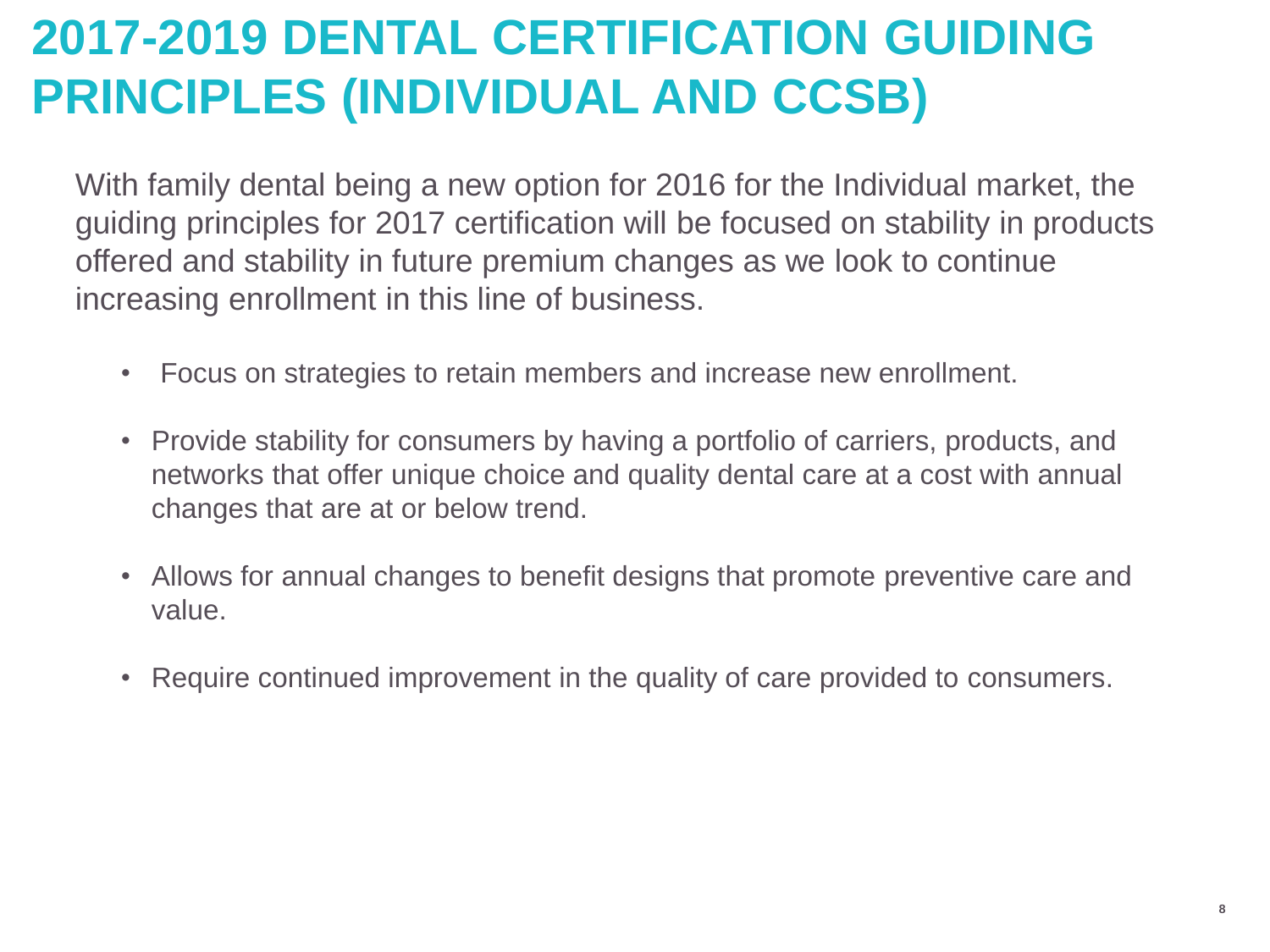# 2017-2019 DENTAL CERTIFICATION GUIDING PRINCIPLES (INDIVIDUAL AND CCSB)

With family dental being a new option for 2016 for the Individual market, the guiding principles for 2017 certification will be focused on stability in products offered and stability in future premium changes as we look to continue increasing enrollment in this line of business.

- Focus on strategies to retain members and increase new enrollment.
- Provide stability for consumers by having a portfolio of carriers, products, and networks that offer unique choice and quality dental care at a cost with annual changes that are at or below trend.
- Allows for annual changes to benefit designs that promote preventive care and value.
- Require continued improvement in the quality of care provided to consumers.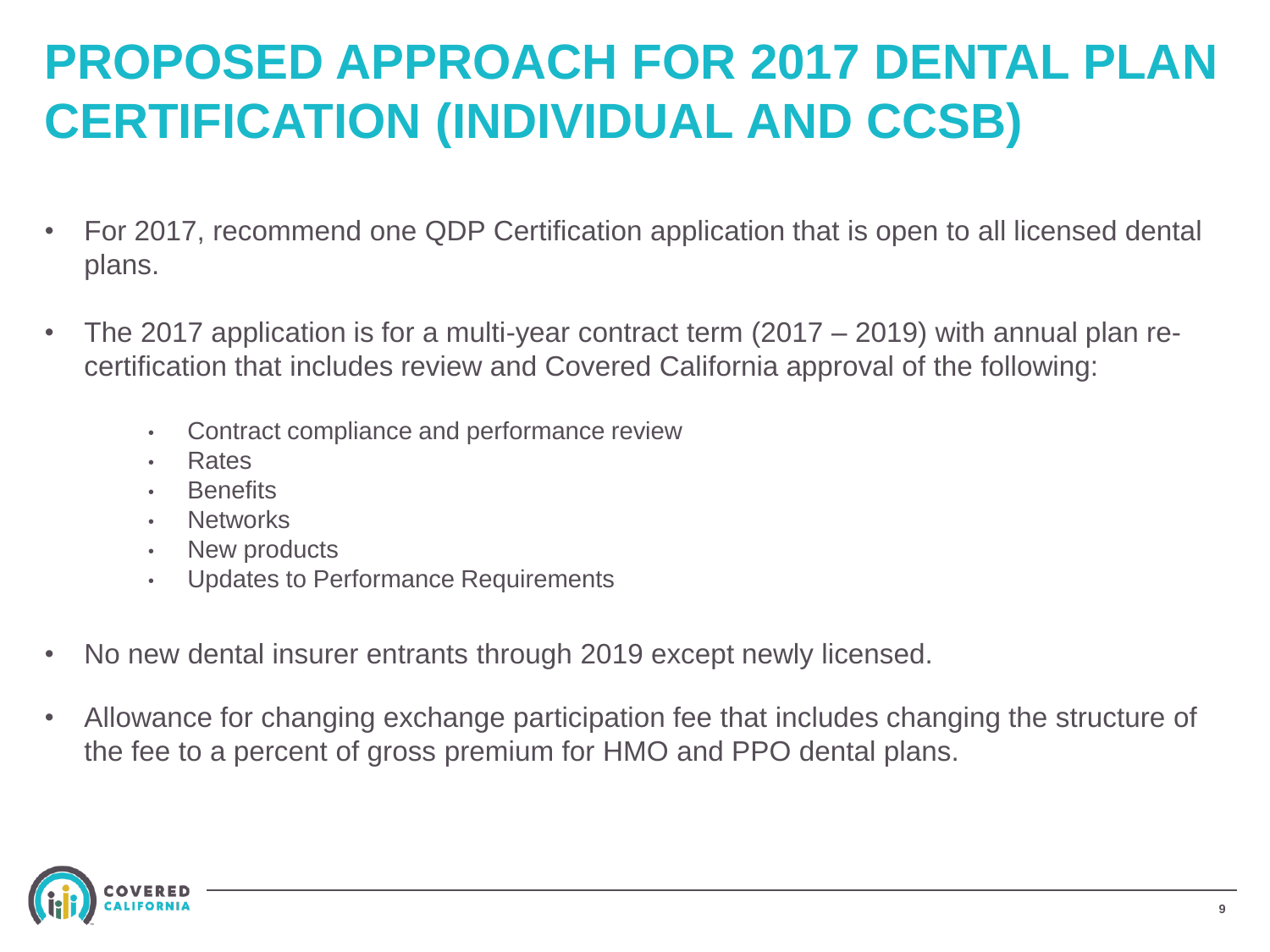# PROPOSED APPROACH FOR 2017 DENTAL PLAN CERTIFICATION (INDIVIDUAL AND CCSB)

- For 2017, recommend one QDP Certification application that is open to all licensed dental plans.
- The 2017 application is for a multi-year contract term (2017 – 2019) with annual plan re-certification that includes review and Covered California approval of the following:
  - Contract compliance and performance review
  - Rates
  - Benefits
  - Networks
  - New products
  - Updates to Performance Requirements
- No new dental insurer entrants through 2019 except newly licensed.
- Allowance for changing exchange participation fee that includes changing the structure of the fee to a percent of gross premium for HMO and PPO dental plans.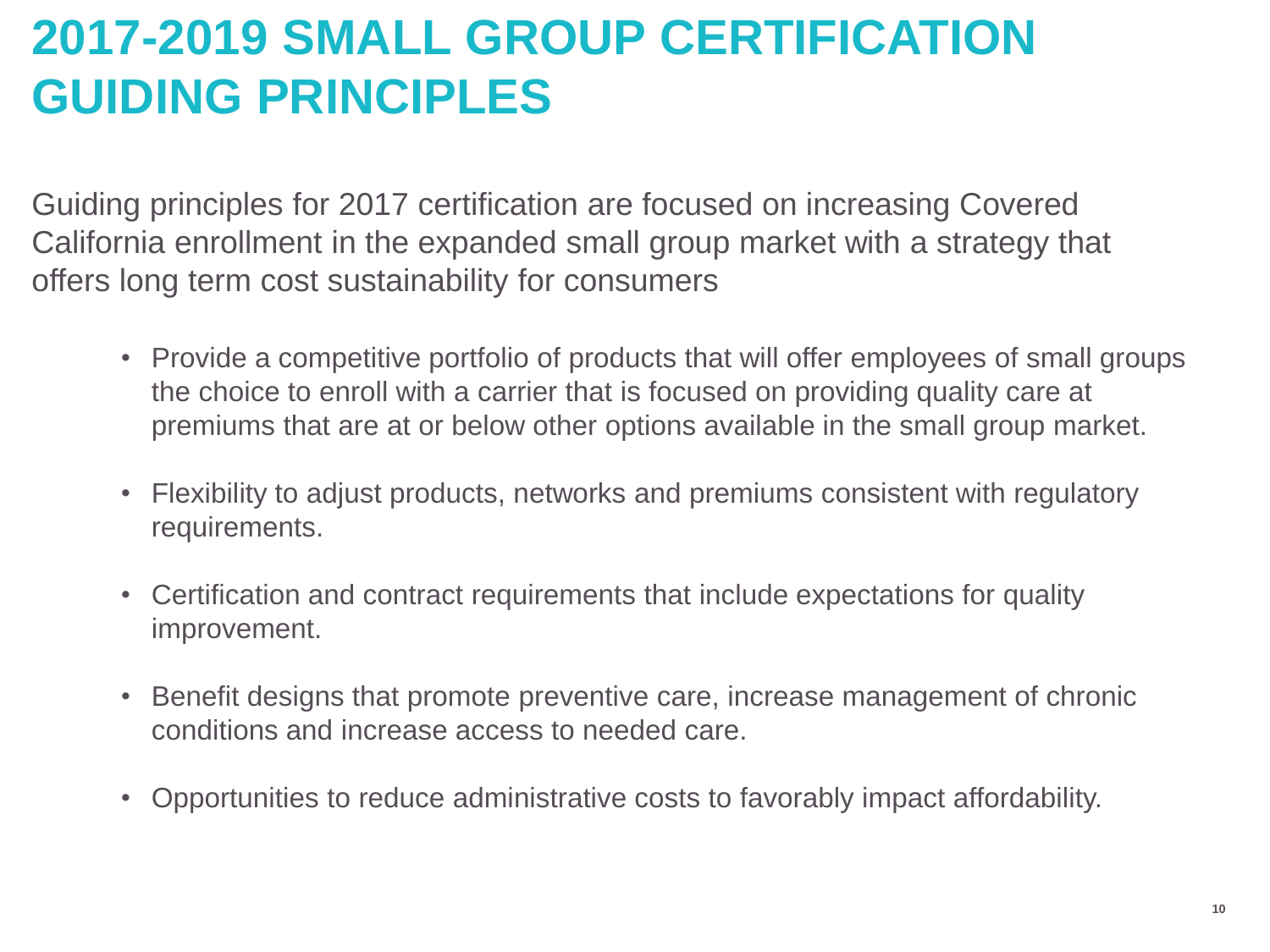# 2017-2019 SMALL GROUP CERTIFICATION GUIDING PRINCIPLES

Guiding principles for 2017 certification are focused on increasing Covered California enrollment in the expanded small group market with a strategy that offers long term cost sustainability for consumers

- Provide a competitive portfolio of products that will offer employees of small groups the choice to enroll with a carrier that is focused on providing quality care at premiums that are at or below other options available in the small group market.
- Flexibility to adjust products, networks and premiums consistent with regulatory requirements.
- Certification and contract requirements that include expectations for quality improvement.
- Benefit designs that promote preventive care, increase management of chronic conditions and increase access to needed care.
- Opportunities to reduce administrative costs to favorably impact affordability.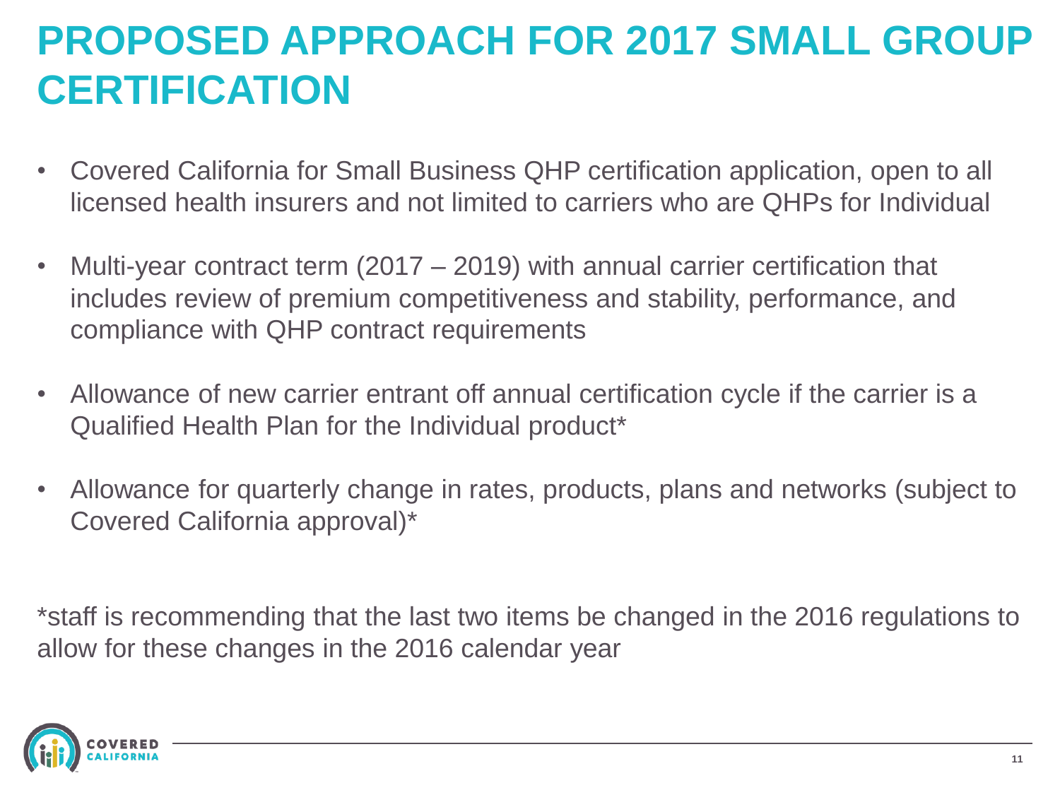# PROPOSED APPROACH FOR 2017 SMALL GROUP CERTIFICATION

- Covered California for Small Business QHP certification application, open to all licensed health insurers and not limited to carriers who are QHPs for Individual
- Multi-year contract term (2017 – 2019) with annual carrier certification that includes review of premium competitiveness and stability, performance, and compliance with QHP contract requirements
- Allowance of new carrier entrant off annual certification cycle if the carrier is a Qualified Health Plan for the Individual product*
- Allowance for quarterly change in rates, products, plans and networks (subject to Covered California approval)*

*staff is recommending that the last two items be changed in the 2016 regulations to allow for these changes in the 2016 calendar year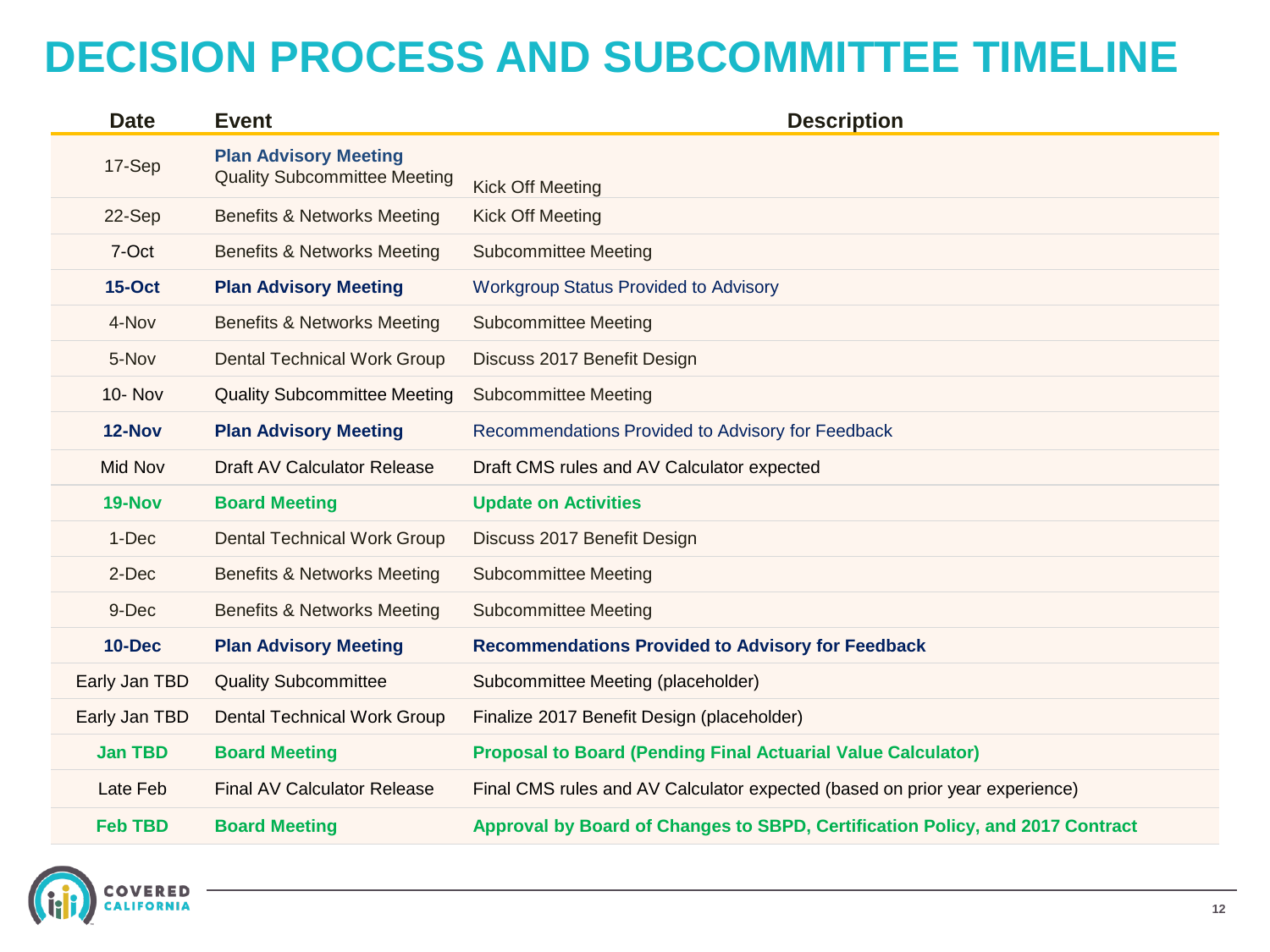# DECISION PROCESS AND SUBCOMMITTEE TIMELINE

| Date | Event | Description |
|---|---|---|
| 17-Sep | **Plan Advisory Meeting**<br>Quality Subcommittee Meeting | Kick Off Meeting |
| 22-Sep | Benefits & Networks Meeting | Kick Off Meeting |
| 7-Oct | Benefits & Networks Meeting | Subcommittee Meeting |
| **15-Oct** | **Plan Advisory Meeting** | Workgroup Status Provided to Advisory |
| 4-Nov | Benefits & Networks Meeting | Subcommittee Meeting |
| 5-Nov | Dental Technical Work Group | Discuss 2017 Benefit Design |
| 10- Nov | Quality Subcommittee Meeting | Subcommittee Meeting |
| **12-Nov** | **Plan Advisory Meeting** | Recommendations Provided to Advisory for Feedback |
| Mid Nov | Draft AV Calculator Release | Draft CMS rules and AV Calculator expected |
| **19-Nov** | **Board Meeting** | **Update on Activities** |
| 1-Dec | Dental Technical Work Group | Discuss 2017 Benefit Design |
| 2-Dec | Benefits & Networks Meeting | Subcommittee Meeting |
| 9-Dec | Benefits & Networks Meeting | Subcommittee Meeting |
| **10-Dec** | **Plan Advisory Meeting** | **Recommendations Provided to Advisory for Feedback** |
| Early Jan TBD | Quality Subcommittee | Subcommittee Meeting (placeholder) |
| Early Jan TBD | Dental Technical Work Group | Finalize 2017 Benefit Design (placeholder) |
| **Jan TBD** | **Board Meeting** | **Proposal to Board (Pending Final Actuarial Value Calculator)** |
| Late Feb | Final AV Calculator Release | Final CMS rules and AV Calculator expected (based on prior year experience) |
| **Feb TBD** | **Board Meeting** | **Approval by Board of Changes to SBPD, Certification Policy, and 2017 Contract** |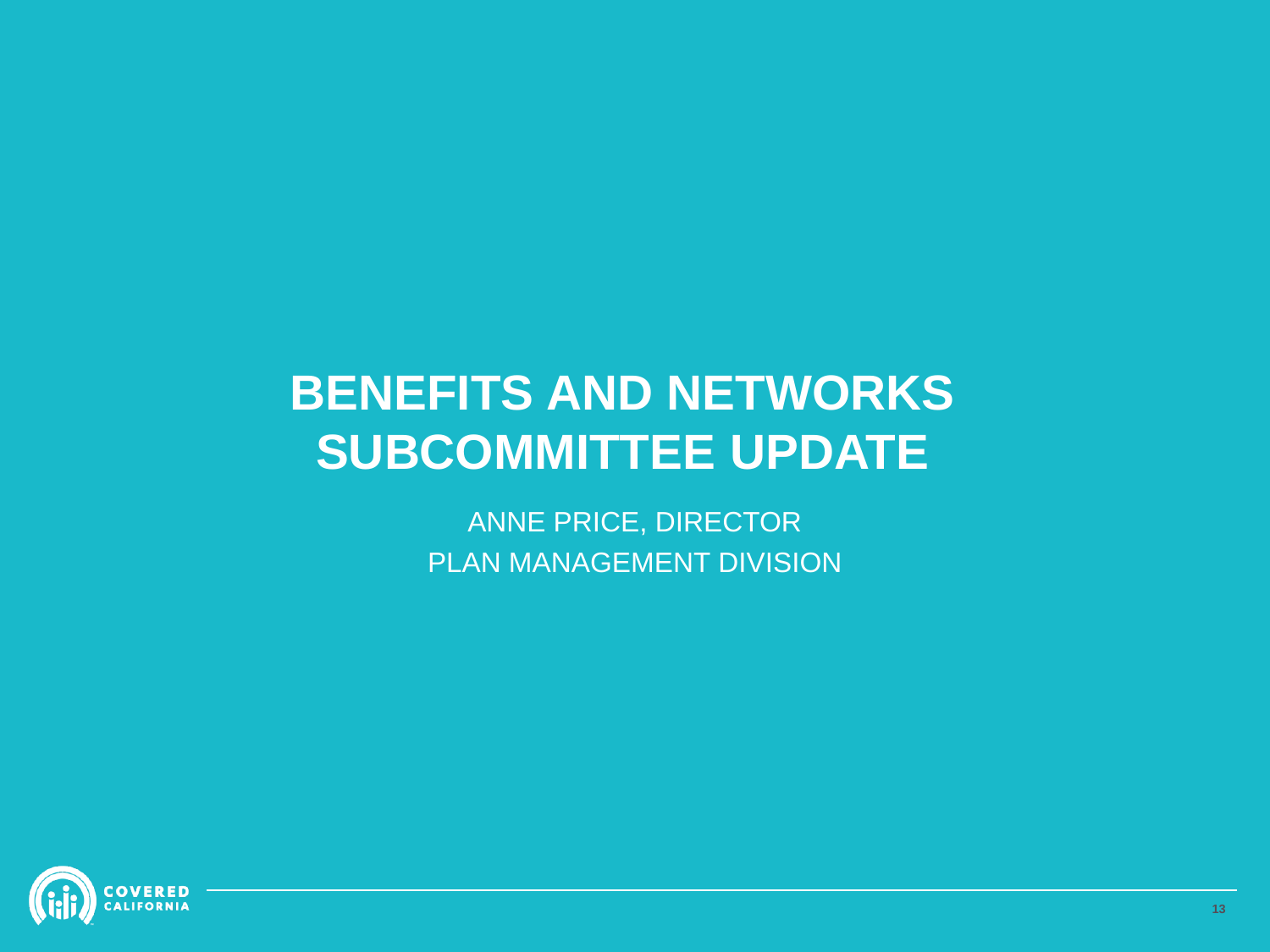# BENEFITS AND NETWORKS SUBCOMMITTEE UPDATE

ANNE PRICE, DIRECTOR
PLAN MANAGEMENT DIVISION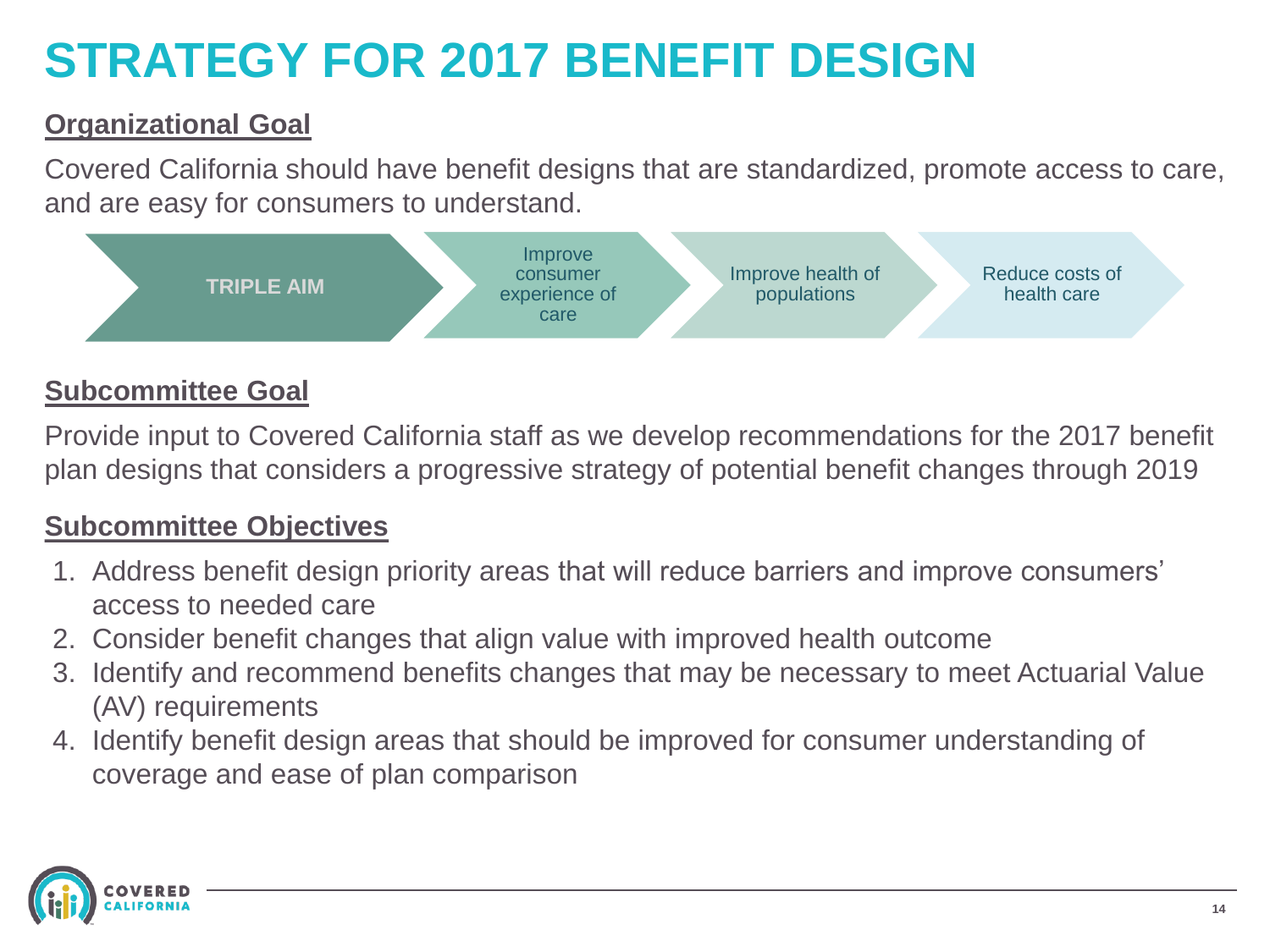# STRATEGY FOR 2017 BENEFIT DESIGN

**Organizational Goal**

Covered California should have benefit designs that are standardized, promote access to care, and are easy for consumers to understand.

**TRIPLE AIM** → Improve consumer experience of care → Improve health of populations → Reduce costs of health care

**Subcommittee Goal**

Provide input to Covered California staff as we develop recommendations for the 2017 benefit plan designs that considers a progressive strategy of potential benefit changes through 2019

**Subcommittee Objectives**

1. Address benefit design priority areas that will reduce barriers and improve consumers' access to needed care
2. Consider benefit changes that align value with improved health outcome
3. Identify and recommend benefits changes that may be necessary to meet Actuarial Value (AV) requirements
4. Identify benefit design areas that should be improved for consumer understanding of coverage and ease of plan comparison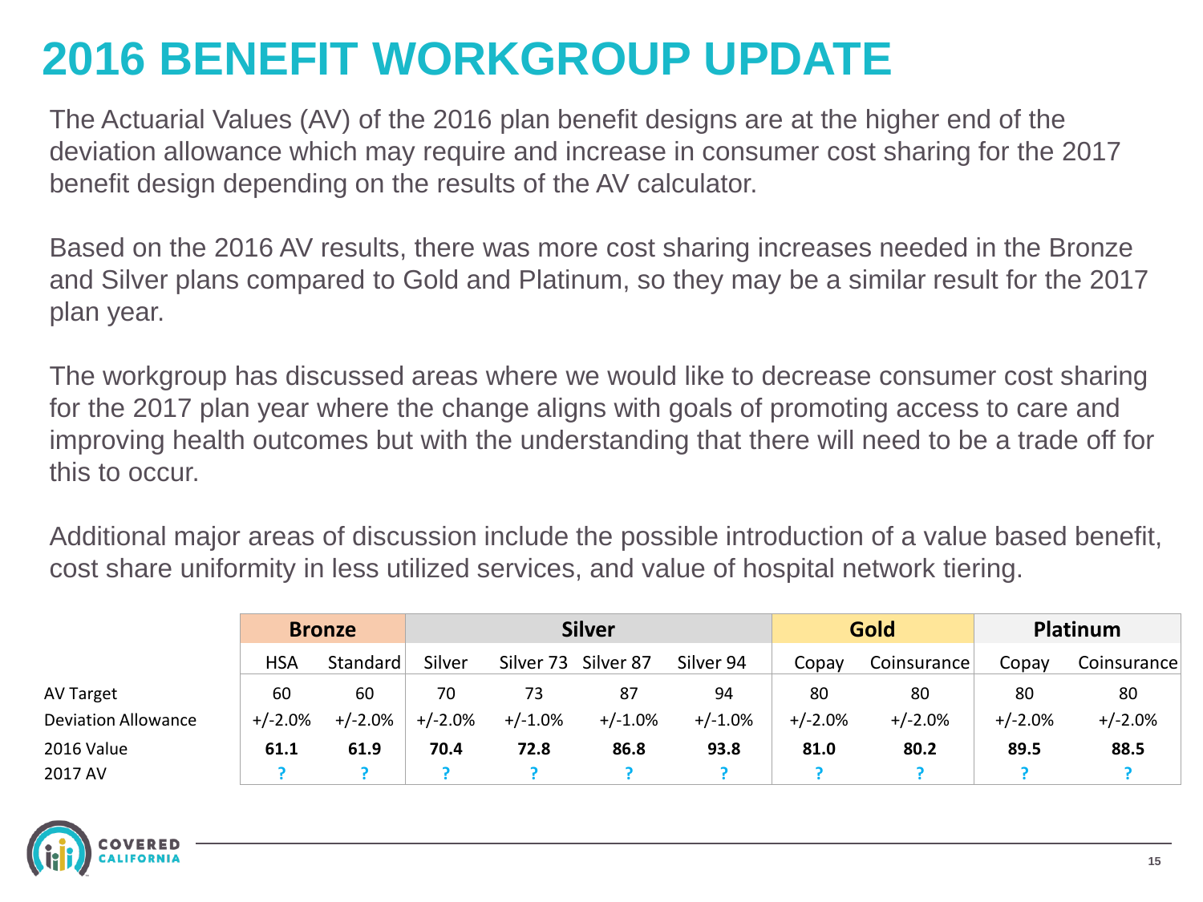# 2016 BENEFIT WORKGROUP UPDATE

The Actuarial Values (AV) of the 2016 plan benefit designs are at the higher end of the deviation allowance which may require and increase in consumer cost sharing for the 2017 benefit design depending on the results of the AV calculator.

Based on the 2016 AV results, there was more cost sharing increases needed in the Bronze and Silver plans compared to Gold and Platinum, so they may be a similar result for the 2017 plan year.

The workgroup has discussed areas where we would like to decrease consumer cost sharing for the 2017 plan year where the change aligns with goals of promoting access to care and improving health outcomes but with the understanding that there will need to be a trade off for this to occur.

Additional major areas of discussion include the possible introduction of a value based benefit, cost share uniformity in less utilized services, and value of hospital network tiering.

| | **Bronze** | | **Silver** | | | | **Gold** | | **Platinum** | |
|---|---|---|---|---|---|---|---|---|---|---|
| | HSA | Standard | Silver | Silver 73 | Silver 87 | Silver 94 | Copay | Coinsurance | Copay | Coinsurance |
| AV Target | 60 | 60 | 70 | 73 | 87 | 94 | 80 | 80 | 80 | 80 |
| Deviation Allowance | +/-2.0% | +/-2.0% | +/-2.0% | +/-1.0% | +/-1.0% | +/-1.0% | +/-2.0% | +/-2.0% | +/-2.0% | +/-2.0% |
| 2016 Value | **61.1** | **61.9** | **70.4** | **72.8** | **86.8** | **93.8** | **81.0** | **80.2** | **89.5** | **88.5** |
| 2017 AV | ? | ? | ? | ? | ? | ? | ? | ? | ? | ? |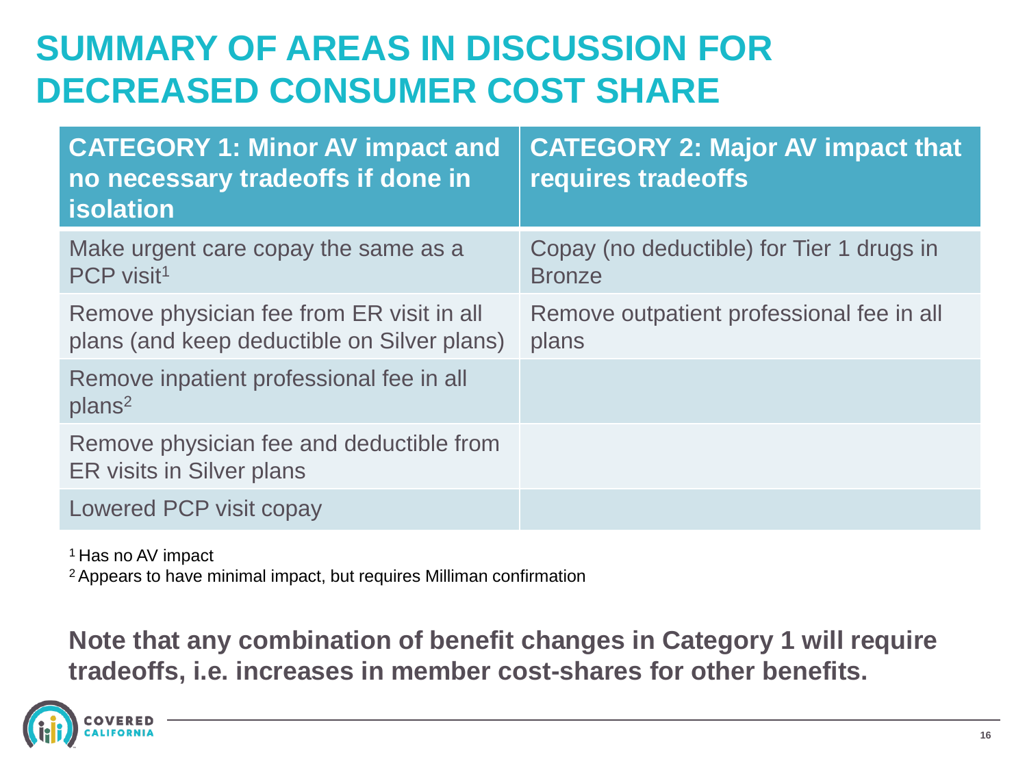# SUMMARY OF AREAS IN DISCUSSION FOR DECREASED CONSUMER COST SHARE

| CATEGORY 1: Minor AV impact and no necessary tradeoffs if done in isolation | CATEGORY 2: Major AV impact that requires tradeoffs |
|---|---|
| Make urgent care copay the same as a PCP visit[1] | Copay (no deductible) for Tier 1 drugs in Bronze |
| Remove physician fee from ER visit in all plans (and keep deductible on Silver plans) | Remove outpatient professional fee in all plans |
| Remove inpatient professional fee in all plans[2] | |
| Remove physician fee and deductible from ER visits in Silver plans | |
| Lowered PCP visit copay | |

[1] Has no AV impact

[2] Appears to have minimal impact, but requires Milliman confirmation

**Note that any combination of benefit changes in Category 1 will require tradeoffs, i.e. increases in member cost-shares for other benefits.**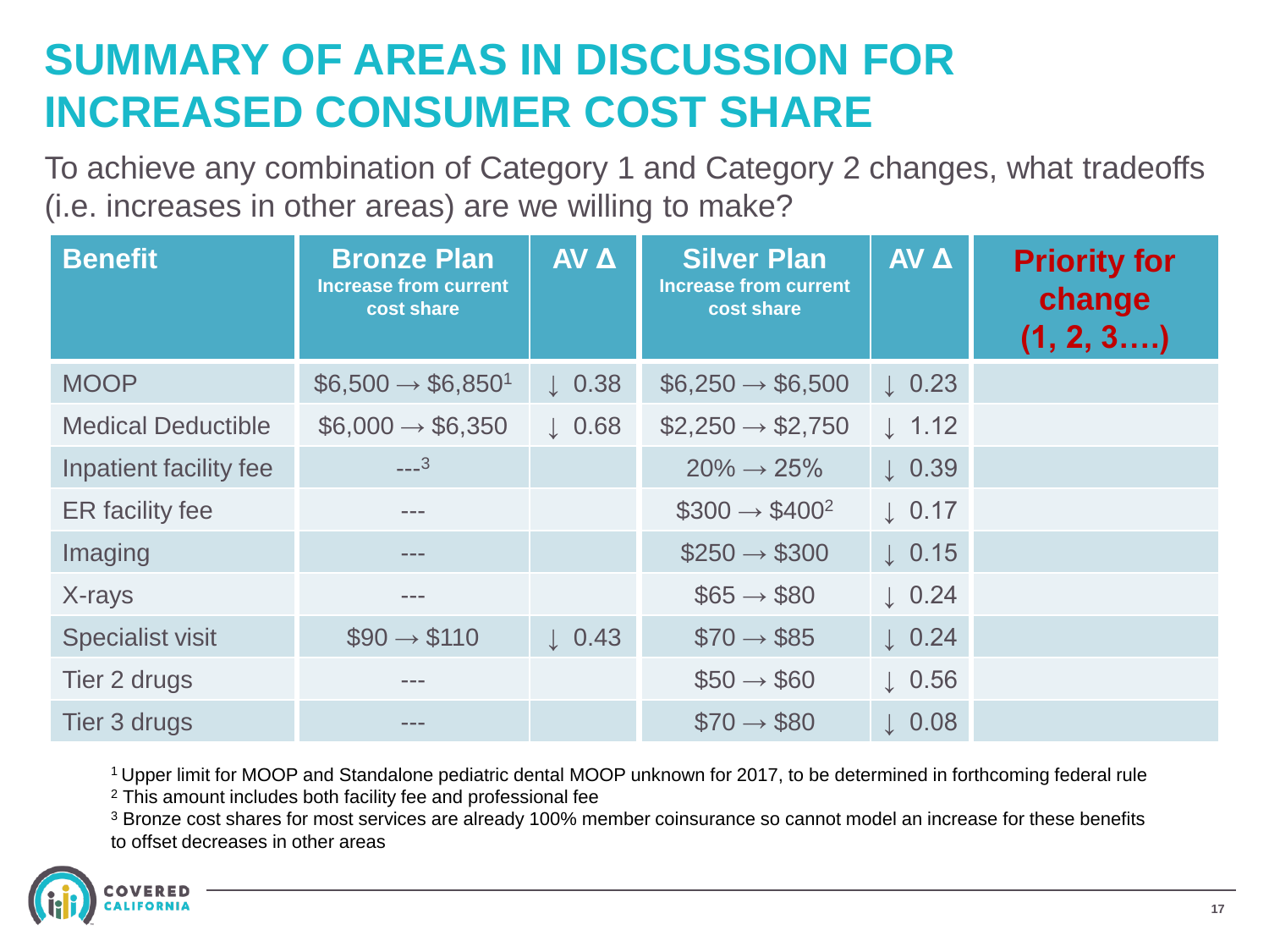# SUMMARY OF AREAS IN DISCUSSION FOR INCREASED CONSUMER COST SHARE

To achieve any combination of Category 1 and Category 2 changes, what tradeoffs (i.e. increases in other areas) are we willing to make?

| Benefit | Bronze Plan Increase from current cost share | AV Δ | Silver Plan Increase from current cost share | AV Δ | Priority for change (1, 2, 3….) |
|---|---|---|---|---|---|
| MOOP | $6,500 → $6,850[1] | ↓ 0.38 | $6,250 → $6,500 | ↓ 0.23 | |
| Medical Deductible | $6,000 → $6,350 | ↓ 0.68 | $2,250 → $2,750 | ↓ 1.12 | |
| Inpatient facility fee | ---[3] | | 20% → 25% | ↓ 0.39 | |
| ER facility fee | --- | | $300 → $400[2] | ↓ 0.17 | |
| Imaging | --- | | $250 → $300 | ↓ 0.15 | |
| X-rays | --- | | $65 → $80 | ↓ 0.24 | |
| Specialist visit | $90 → $110 | ↓ 0.43 | $70 → $85 | ↓ 0.24 | |
| Tier 2 drugs | --- | | $50 → $60 | ↓ 0.56 | |
| Tier 3 drugs | --- | | $70 → $80 | ↓ 0.08 | |

[1] Upper limit for MOOP and Standalone pediatric dental MOOP unknown for 2017, to be determined in forthcoming federal rule

[2] This amount includes both facility fee and professional fee

[3] Bronze cost shares for most services are already 100% member coinsurance so cannot model an increase for these benefits to offset decreases in other areas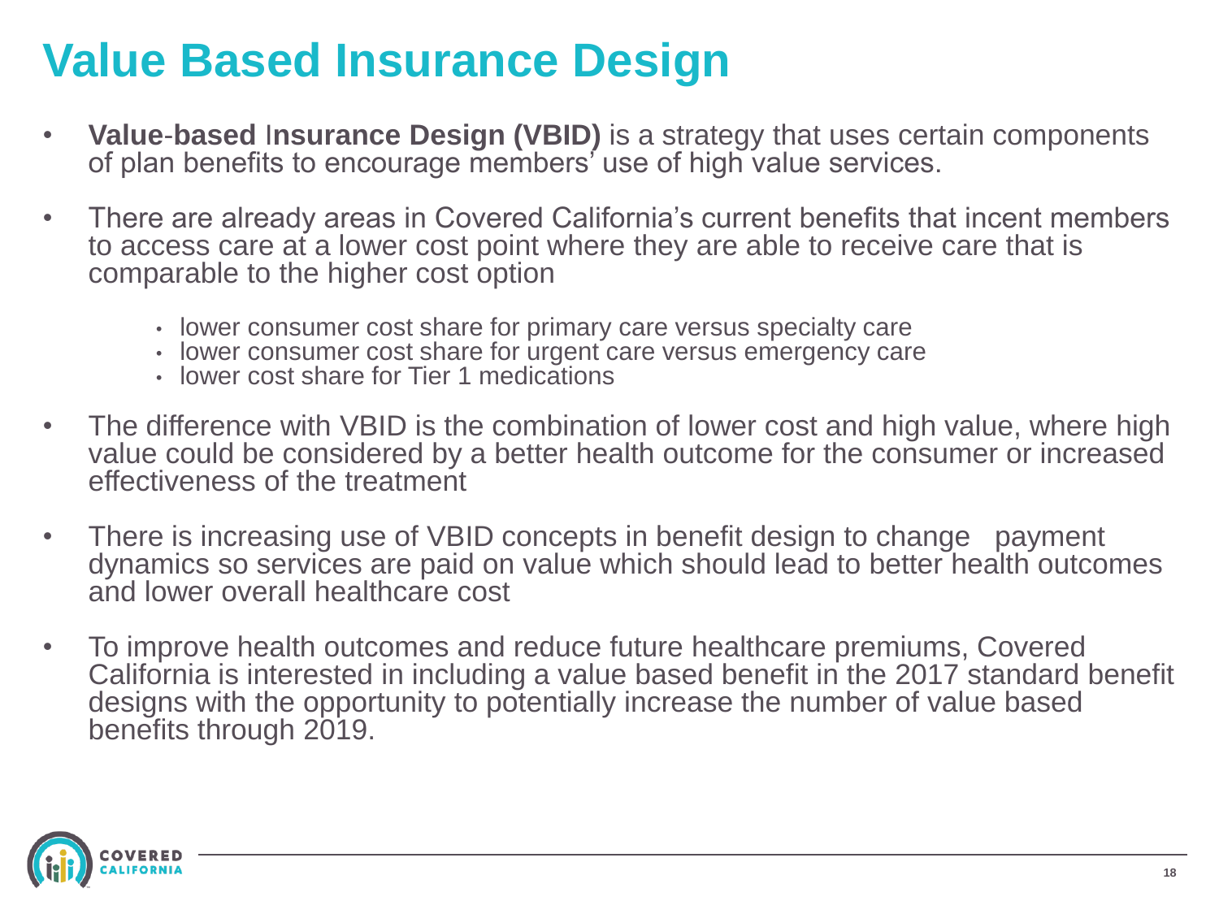# Value Based Insurance Design

- **Value-based** I**nsurance Design (VBID)** is a strategy that uses certain components of plan benefits to encourage members' use of high value services.
- There are already areas in Covered California's current benefits that incent members to access care at a lower cost point where they are able to receive care that is comparable to the higher cost option
  - lower consumer cost share for primary care versus specialty care
  - lower consumer cost share for urgent care versus emergency care
  - lower cost share for Tier 1 medications
- The difference with VBID is the combination of lower cost and high value, where high value could be considered by a better health outcome for the consumer or increased effectiveness of the treatment
- There is increasing use of VBID concepts in benefit design to change payment dynamics so services are paid on value which should lead to better health outcomes and lower overall healthcare cost
- To improve health outcomes and reduce future healthcare premiums, Covered California is interested in including a value based benefit in the 2017 standard benefit designs with the opportunity to potentially increase the number of value based benefits through 2019.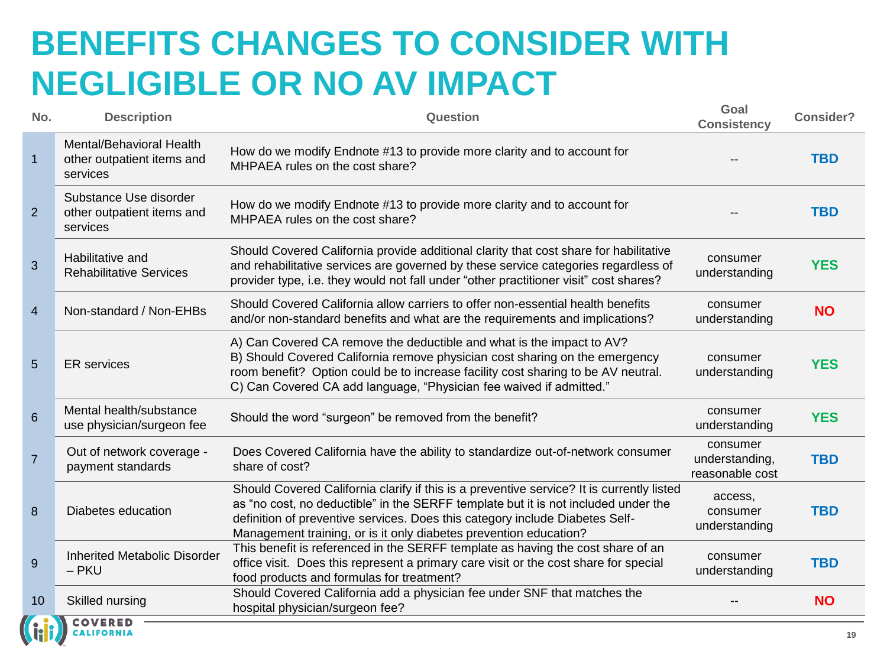# BENEFITS CHANGES TO CONSIDER WITH NEGLIGIBLE OR NO AV IMPACT

| No. | Description | Question | Goal Consistency | Consider? |
|---|---|---|---|---|
| 1 | Mental/Behavioral Health other outpatient items and services | How do we modify Endnote #13 to provide more clarity and to account for MHPAEA rules on the cost share? | -- | TBD |
| 2 | Substance Use disorder other outpatient items and services | How do we modify Endnote #13 to provide more clarity and to account for MHPAEA rules on the cost share? | -- | TBD |
| 3 | Habilitative and Rehabilitative Services | Should Covered California provide additional clarity that cost share for habilitative and rehabilitative services are governed by these service categories regardless of provider type, i.e. they would not fall under "other practitioner visit" cost shares? | consumer understanding | YES |
| 4 | Non-standard / Non-EHBs | Should Covered California allow carriers to offer non-essential health benefits and/or non-standard benefits and what are the requirements and implications? | consumer understanding | NO |
| 5 | ER services | A) Can Covered CA remove the deductible and what is the impact to AV?<br>B) Should Covered California remove physician cost sharing on the emergency room benefit? Option could be to increase facility cost sharing to be AV neutral.<br>C) Can Covered CA add language, "Physician fee waived if admitted." | consumer understanding | YES |
| 6 | Mental health/substance use physician/surgeon fee | Should the word "surgeon" be removed from the benefit? | consumer understanding | YES |
| 7 | Out of network coverage - payment standards | Does Covered California have the ability to standardize out-of-network consumer share of cost? | consumer understanding, reasonable cost | TBD |
| 8 | Diabetes education | Should Covered California clarify if this is a preventive service? It is currently listed as "no cost, no deductible" in the SERFF template but it is not included under the definition of preventive services. Does this category include Diabetes Self-Management training, or is it only diabetes prevention education? | access, consumer understanding | TBD |
| 9 | Inherited Metabolic Disorder – PKU | This benefit is referenced in the SERFF template as having the cost share of an office visit. Does this represent a primary care visit or the cost share for special food products and formulas for treatment? | consumer understanding | TBD |
| 10 | Skilled nursing | Should Covered California add a physician fee under SNF that matches the hospital physician/surgeon fee? | -- | NO |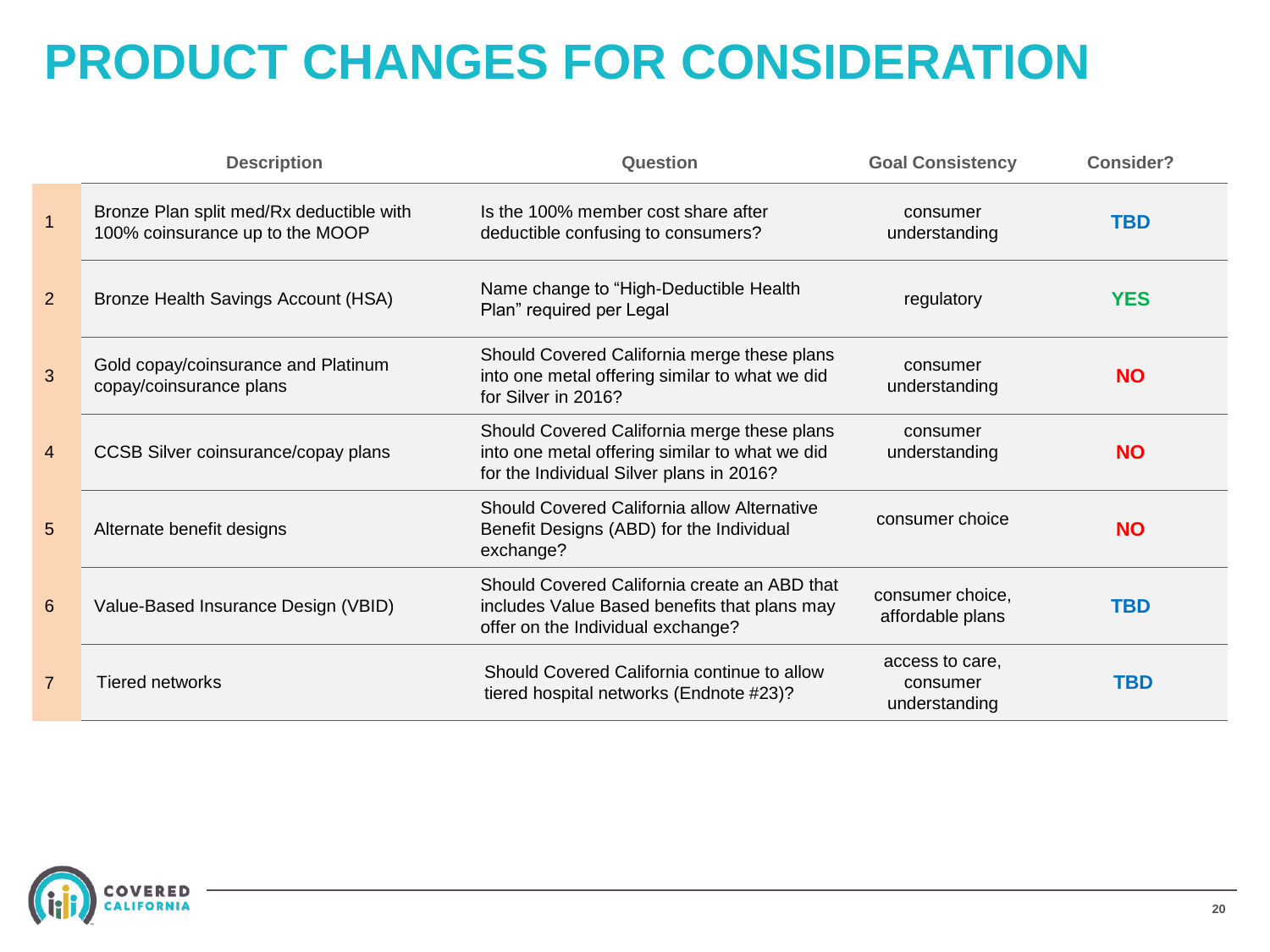# PRODUCT CHANGES FOR CONSIDERATION

| | Description | Question | Goal Consistency | Consider? |
|---|---|---|---|---|
| 1 | Bronze Plan split med/Rx deductible with 100% coinsurance up to the MOOP | Is the 100% member cost share after deductible confusing to consumers? | consumer understanding | **TBD** |
| 2 | Bronze Health Savings Account (HSA) | Name change to "High-Deductible Health Plan" required per Legal | regulatory | **YES** |
| 3 | Gold copay/coinsurance and Platinum copay/coinsurance plans | Should Covered California merge these plans into one metal offering similar to what we did for Silver in 2016? | consumer understanding | **NO** |
| 4 | CCSB Silver coinsurance/copay plans | Should Covered California merge these plans into one metal offering similar to what we did for the Individual Silver plans in 2016? | consumer understanding | **NO** |
| 5 | Alternate benefit designs | Should Covered California allow Alternative Benefit Designs (ABD) for the Individual exchange? | consumer choice | **NO** |
| 6 | Value-Based Insurance Design (VBID) | Should Covered California create an ABD that includes Value Based benefits that plans may offer on the Individual exchange? | consumer choice, affordable plans | **TBD** |
| 7 | Tiered networks | Should Covered California continue to allow tiered hospital networks (Endnote #23)? | access to care, consumer understanding | **TBD** |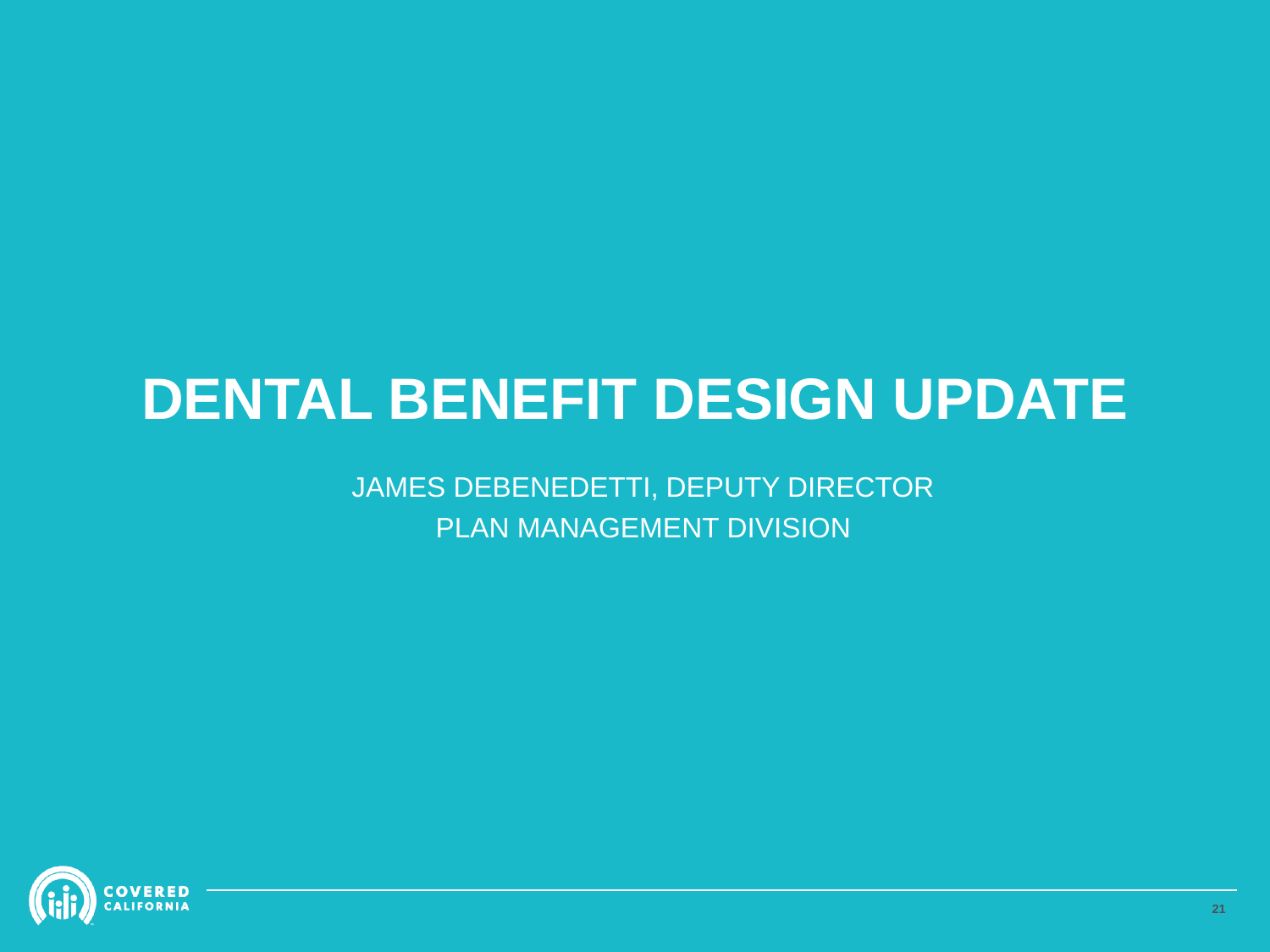# DENTAL BENEFIT DESIGN UPDATE

JAMES DEBENEDETTI, DEPUTY DIRECTOR
PLAN MANAGEMENT DIVISION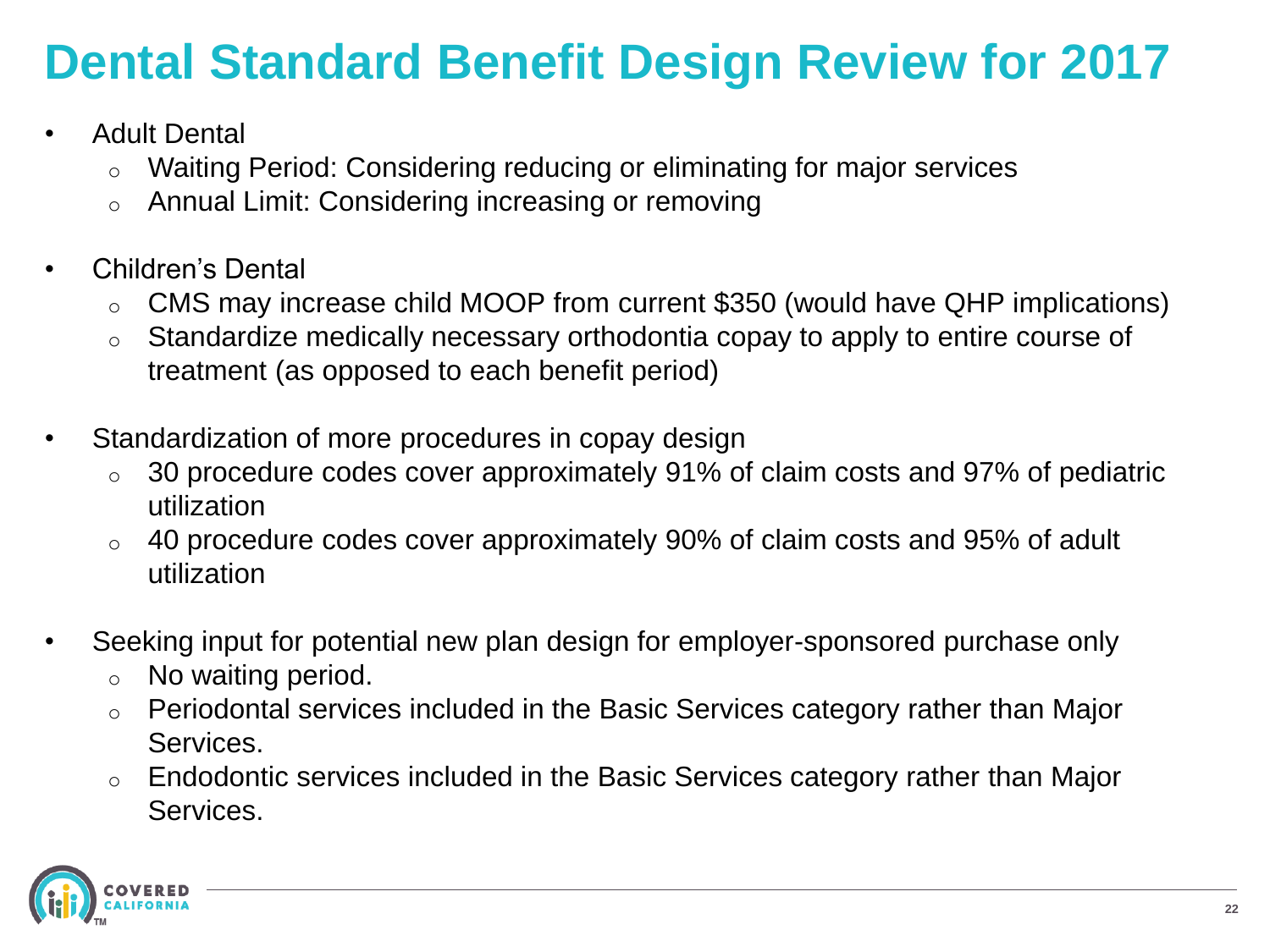# Dental Standard Benefit Design Review for 2017

- Adult Dental
  - Waiting Period: Considering reducing or eliminating for major services
  - Annual Limit: Considering increasing or removing

- Children's Dental
  - CMS may increase child MOOP from current $350 (would have QHP implications)
  - Standardize medically necessary orthodontia copay to apply to entire course of treatment (as opposed to each benefit period)

- Standardization of more procedures in copay design
  - 30 procedure codes cover approximately 91% of claim costs and 97% of pediatric utilization
  - 40 procedure codes cover approximately 90% of claim costs and 95% of adult utilization

- Seeking input for potential new plan design for employer-sponsored purchase only
  - No waiting period.
  - Periodontal services included in the Basic Services category rather than Major Services.
  - Endodontic services included in the Basic Services category rather than Major Services.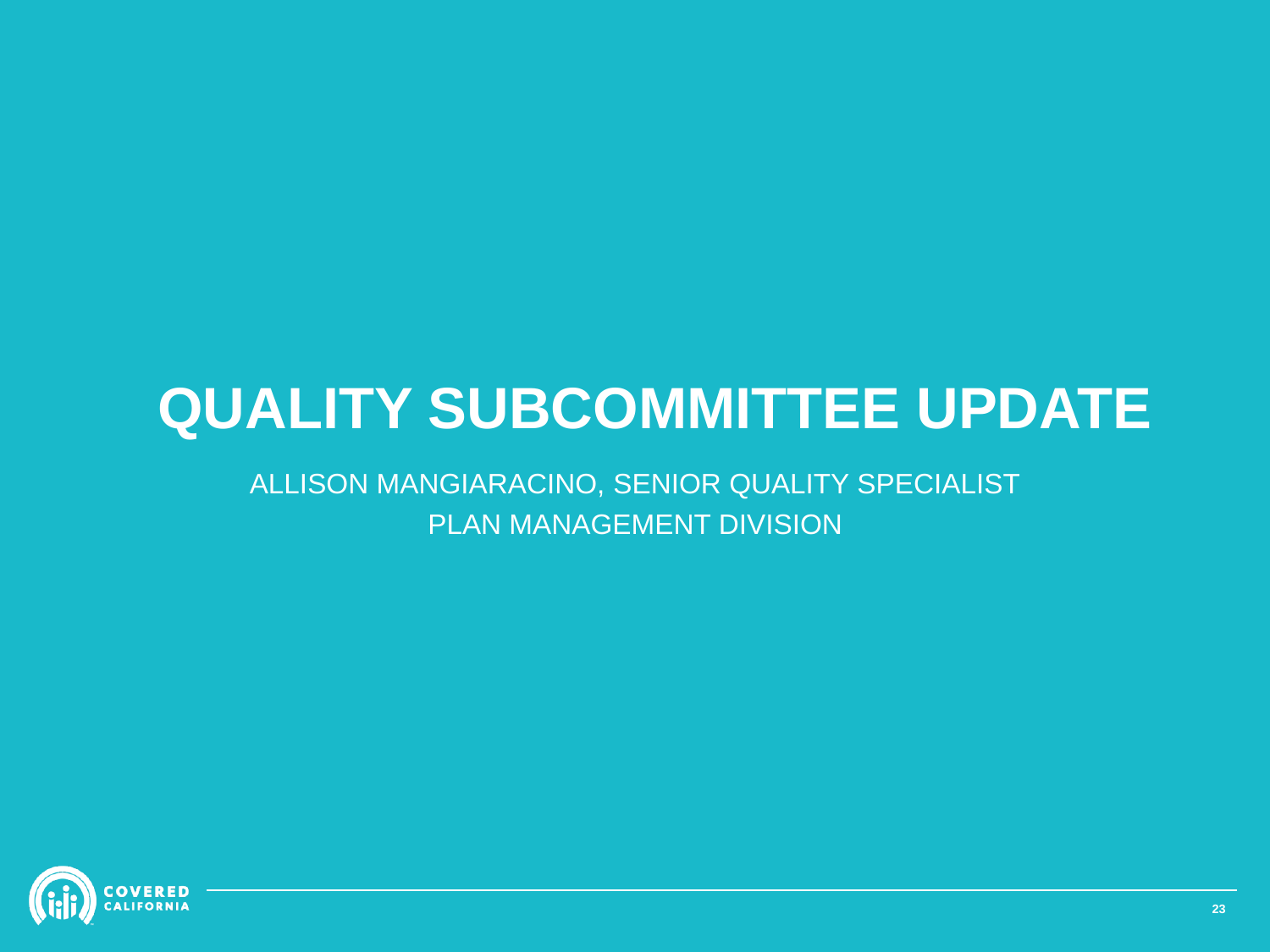# QUALITY SUBCOMMITTEE UPDATE

ALLISON MANGIARACINO, SENIOR QUALITY SPECIALIST
PLAN MANAGEMENT DIVISION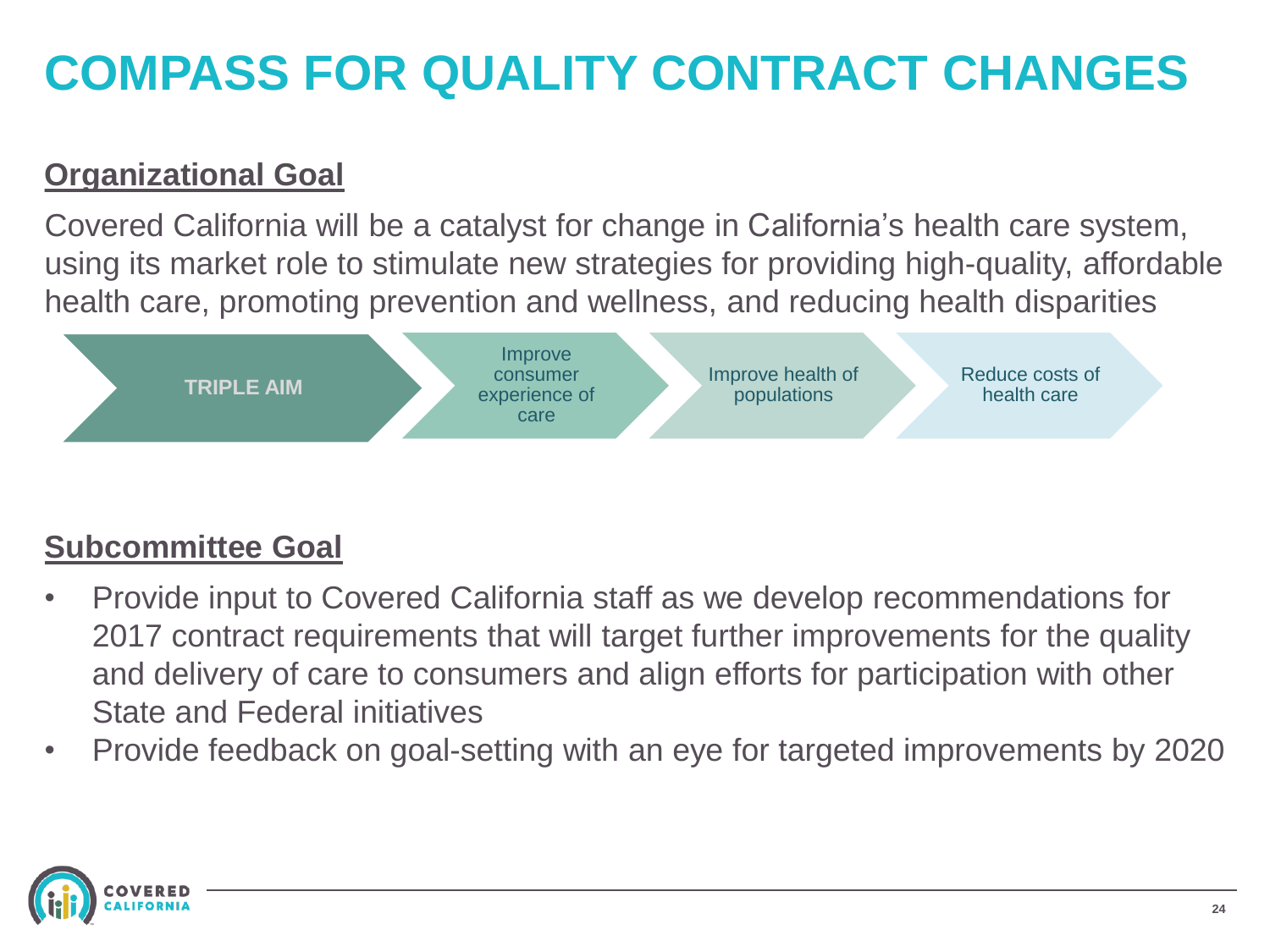# COMPASS FOR QUALITY CONTRACT CHANGES

## Organizational Goal

Covered California will be a catalyst for change in California's health care system, using its market role to stimulate new strategies for providing high-quality, affordable health care, promoting prevention and wellness, and reducing health disparities

**TRIPLE AIM** → Improve consumer experience of care → Improve health of populations → Reduce costs of health care

## Subcommittee Goal

- Provide input to Covered California staff as we develop recommendations for 2017 contract requirements that will target further improvements for the quality and delivery of care to consumers and align efforts for participation with other State and Federal initiatives
- Provide feedback on goal-setting with an eye for targeted improvements by 2020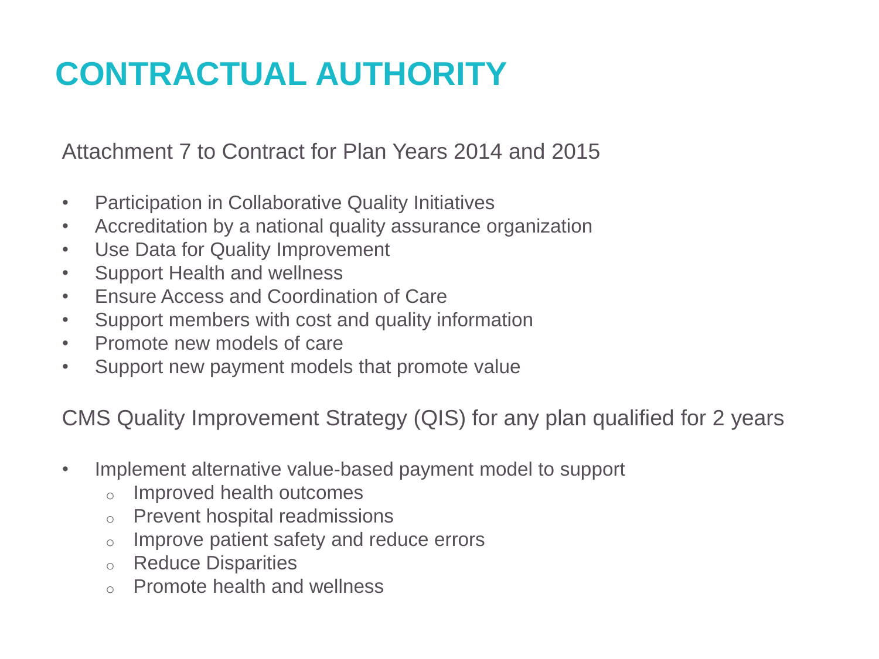# CONTRACTUAL AUTHORITY

Attachment 7 to Contract for Plan Years 2014 and 2015

- Participation in Collaborative Quality Initiatives
- Accreditation by a national quality assurance organization
- Use Data for Quality Improvement
- Support Health and wellness
- Ensure Access and Coordination of Care
- Support members with cost and quality information
- Promote new models of care
- Support new payment models that promote value

CMS Quality Improvement Strategy (QIS) for any plan qualified for 2 years

- Implement alternative value-based payment model to support
  - Improved health outcomes
  - Prevent hospital readmissions
  - Improve patient safety and reduce errors
  - Reduce Disparities
  - Promote health and wellness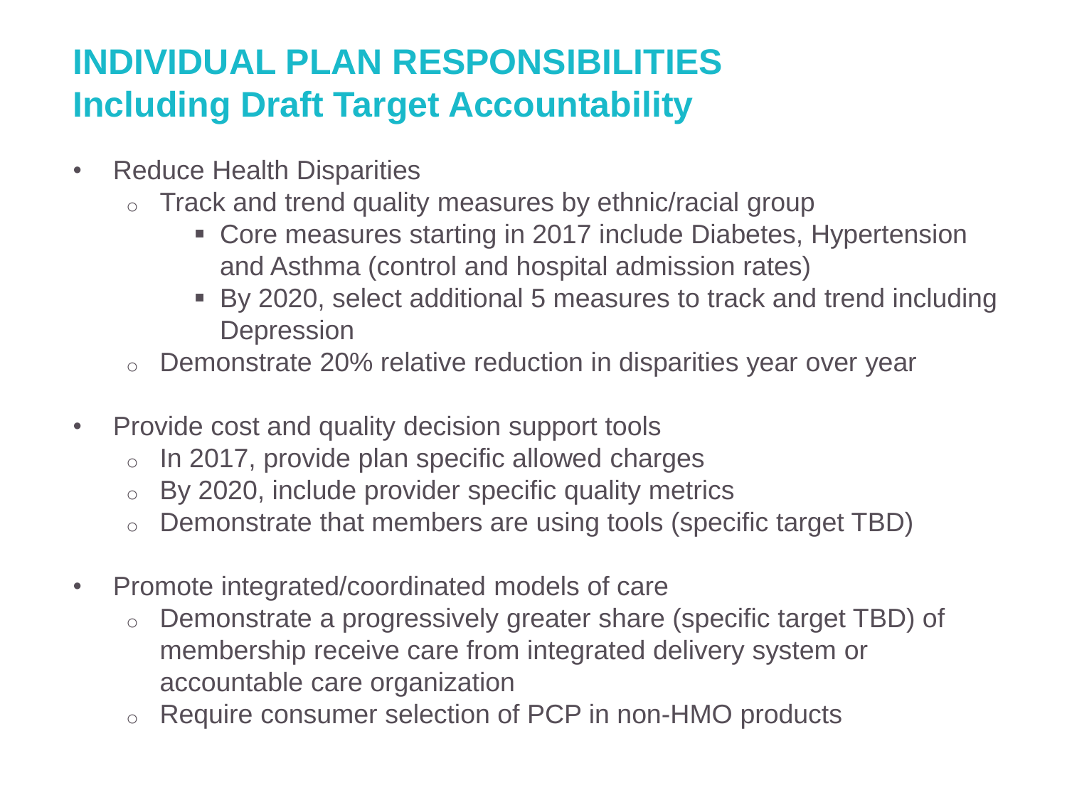# INDIVIDUAL PLAN RESPONSIBILITIES
## Including Draft Target Accountability

- Reduce Health Disparities
  - Track and trend quality measures by ethnic/racial group
    - Core measures starting in 2017 include Diabetes, Hypertension and Asthma (control and hospital admission rates)
    - By 2020, select additional 5 measures to track and trend including Depression
  - Demonstrate 20% relative reduction in disparities year over year

- Provide cost and quality decision support tools
  - In 2017, provide plan specific allowed charges
  - By 2020, include provider specific quality metrics
  - Demonstrate that members are using tools (specific target TBD)

- Promote integrated/coordinated models of care
  - Demonstrate a progressively greater share (specific target TBD) of membership receive care from integrated delivery system or accountable care organization
  - Require consumer selection of PCP in non-HMO products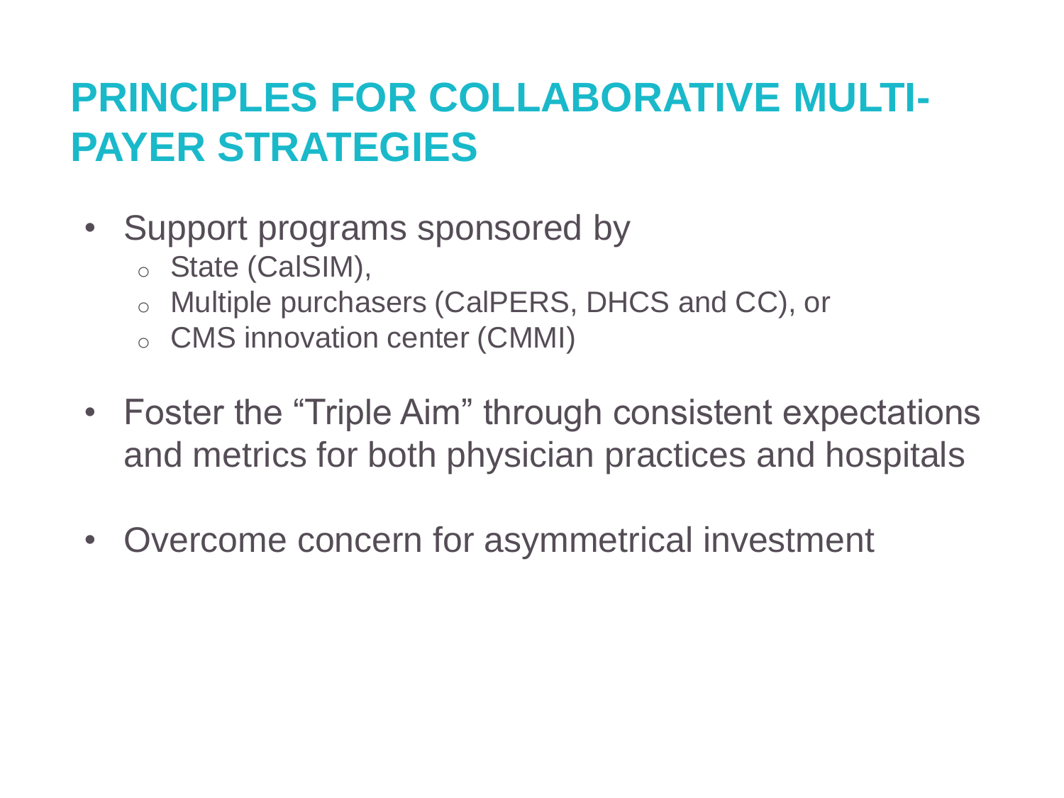# PRINCIPLES FOR COLLABORATIVE MULTI-PAYER STRATEGIES

- Support programs sponsored by
  - State (CalSIM),
  - Multiple purchasers (CalPERS, DHCS and CC), or
  - CMS innovation center (CMMI)
- Foster the "Triple Aim" through consistent expectations and metrics for both physician practices and hospitals
- Overcome concern for asymmetrical investment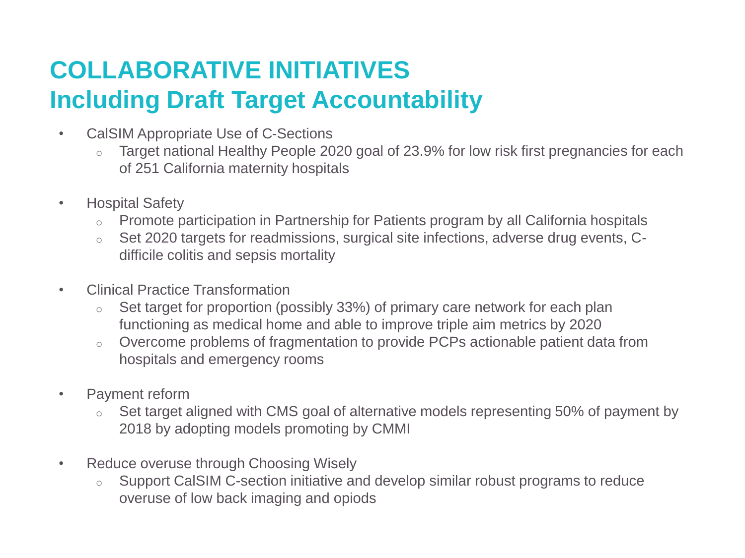# COLLABORATIVE INITIATIVES
## Including Draft Target Accountability

- CalSIM Appropriate Use of C-Sections
  - Target national Healthy People 2020 goal of 23.9% for low risk first pregnancies for each of 251 California maternity hospitals

- Hospital Safety
  - Promote participation in Partnership for Patients program by all California hospitals
  - Set 2020 targets for readmissions, surgical site infections, adverse drug events, C-difficile colitis and sepsis mortality

- Clinical Practice Transformation
  - Set target for proportion (possibly 33%) of primary care network for each plan functioning as medical home and able to improve triple aim metrics by 2020
  - Overcome problems of fragmentation to provide PCPs actionable patient data from hospitals and emergency rooms

- Payment reform
  - Set target aligned with CMS goal of alternative models representing 50% of payment by 2018 by adopting models promoting by CMMI

- Reduce overuse through Choosing Wisely
  - Support CalSIM C-section initiative and develop similar robust programs to reduce overuse of low back imaging and opiods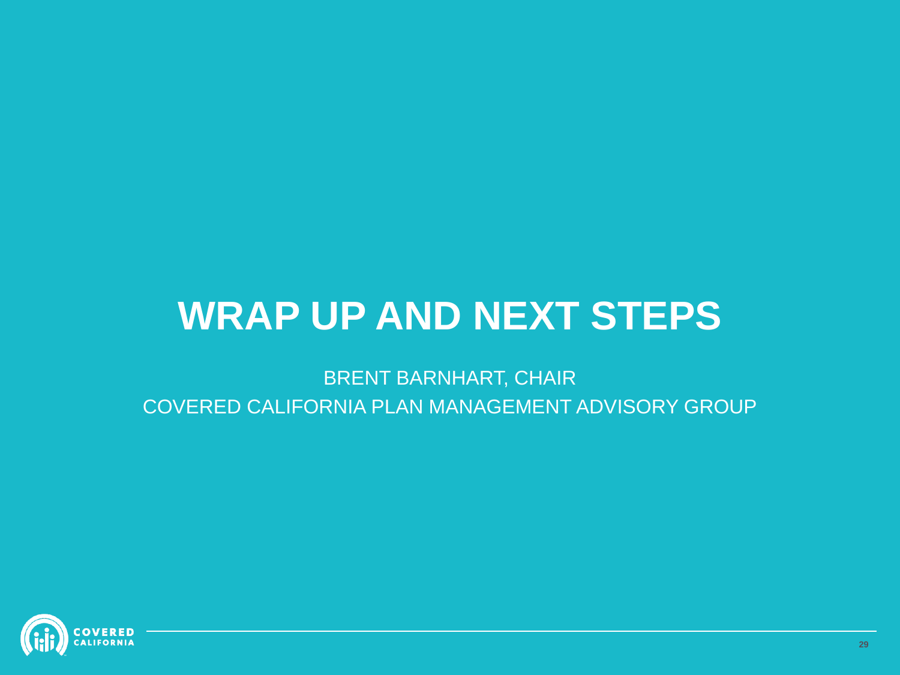# WRAP UP AND NEXT STEPS

BRENT BARNHART, CHAIR

COVERED CALIFORNIA PLAN MANAGEMENT ADVISORY GROUP